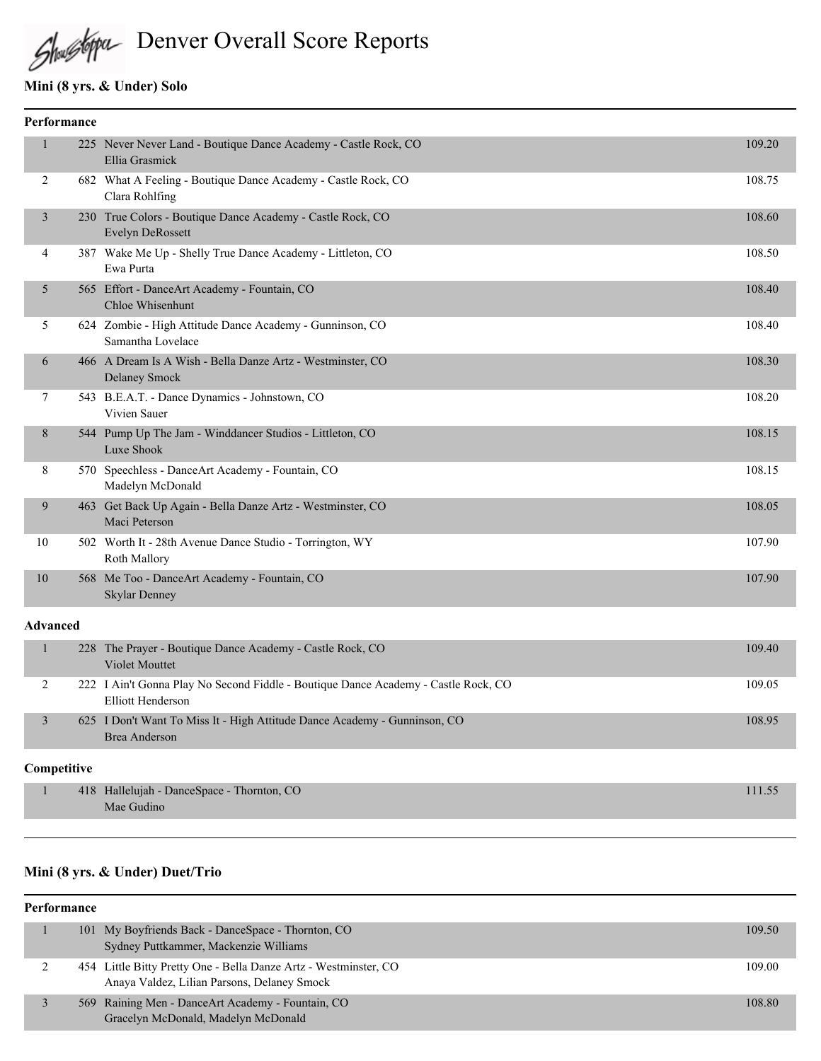# Denver Overall Score Reports

## Mini (8 yrs. & Under) Solo

### Performance

| Place | No. | Routine | Score |
|---|---|---|---|
| 1 | 225 | Never Never Land - Boutique Dance Academy - Castle Rock, CO<br>Ellia Grasmick | 109.20 |
| 2 | 682 | What A Feeling - Boutique Dance Academy - Castle Rock, CO<br>Clara Rohlfing | 108.75 |
| 3 | 230 | True Colors - Boutique Dance Academy - Castle Rock, CO<br>Evelyn DeRossett | 108.60 |
| 4 | 387 | Wake Me Up - Shelly True Dance Academy - Littleton, CO<br>Ewa Purta | 108.50 |
| 5 | 565 | Effort - DanceArt Academy - Fountain, CO<br>Chloe Whisenhunt | 108.40 |
| 5 | 624 | Zombie - High Attitude Dance Academy - Gunninson, CO<br>Samantha Lovelace | 108.40 |
| 6 | 466 | A Dream Is A Wish - Bella Danze Artz - Westminster, CO<br>Delaney Smock | 108.30 |
| 7 | 543 | B.E.A.T. - Dance Dynamics - Johnstown, CO<br>Vivien Sauer | 108.20 |
| 8 | 544 | Pump Up The Jam - Winddancer Studios - Littleton, CO<br>Luxe Shook | 108.15 |
| 8 | 570 | Speechless - DanceArt Academy - Fountain, CO<br>Madelyn McDonald | 108.15 |
| 9 | 463 | Get Back Up Again - Bella Danze Artz - Westminster, CO<br>Maci Peterson | 108.05 |
| 10 | 502 | Worth It - 28th Avenue Dance Studio - Torrington, WY<br>Roth Mallory | 107.90 |
| 10 | 568 | Me Too - DanceArt Academy - Fountain, CO<br>Skylar Denney | 107.90 |

### Advanced

| Place | No. | Routine | Score |
|---|---|---|---|
| 1 | 228 | The Prayer - Boutique Dance Academy - Castle Rock, CO<br>Violet Mouttet | 109.40 |
| 2 | 222 | I Ain't Gonna Play No Second Fiddle - Boutique Dance Academy - Castle Rock, CO<br>Elliott Henderson | 109.05 |
| 3 | 625 | I Don't Want To Miss It - High Attitude Dance Academy - Gunninson, CO<br>Brea Anderson | 108.95 |

### Competitive

| Place | No. | Routine | Score |
|---|---|---|---|
| 1 | 418 | Hallelujah - DanceSpace - Thornton, CO<br>Mae Gudino | 111.55 |

## Mini (8 yrs. & Under) Duet/Trio

### Performance

| Place | No. | Routine | Score |
|---|---|---|---|
| 1 | 101 | My Boyfriends Back - DanceSpace - Thornton, CO<br>Sydney Puttkammer, Mackenzie Williams | 109.50 |
| 2 | 454 | Little Bitty Pretty One - Bella Danze Artz - Westminster, CO<br>Anaya Valdez, Lilian Parsons, Delaney Smock | 109.00 |
| 3 | 569 | Raining Men - DanceArt Academy - Fountain, CO<br>Gracelyn McDonald, Madelyn McDonald | 108.80 |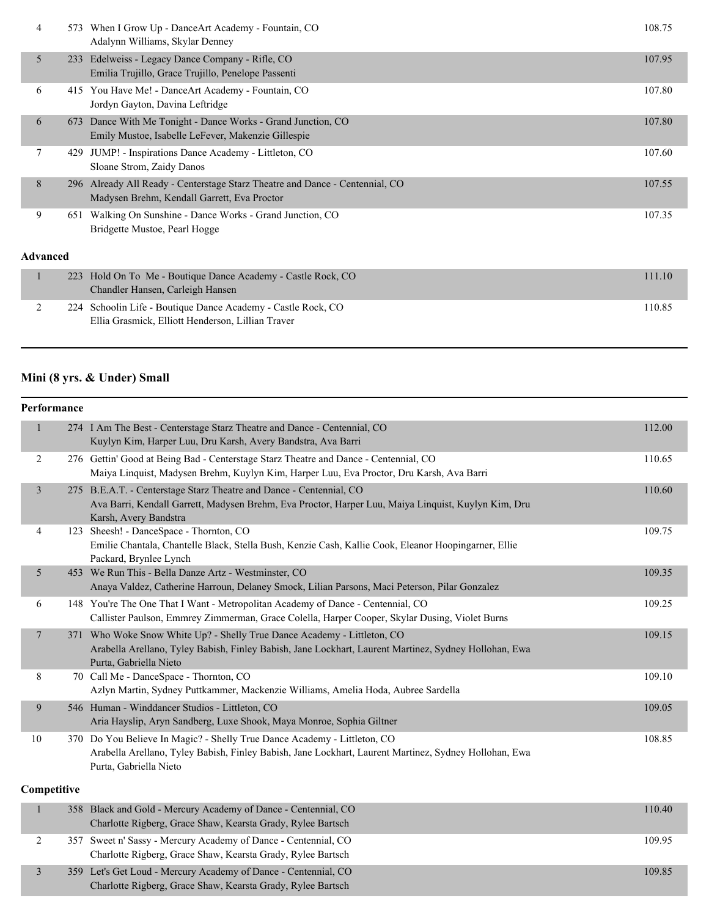| Place | No. | Routine / Studio / Dancers | Score |
|---|---|---|---|
| 4 | 573 | When I Grow Up - DanceArt Academy - Fountain, CO<br>Adalynn Williams, Skylar Denney | 108.75 |
| 5 | 233 | Edelweiss - Legacy Dance Company - Rifle, CO<br>Emilia Trujillo, Grace Trujillo, Penelope Passenti | 107.95 |
| 6 | 415 | You Have Me! - DanceArt Academy - Fountain, CO<br>Jordyn Gayton, Davina Leftridge | 107.80 |
| 6 | 673 | Dance With Me Tonight - Dance Works - Grand Junction, CO<br>Emily Mustoe, Isabelle LeFever, Makenzie Gillespie | 107.80 |
| 7 | 429 | JUMP! - Inspirations Dance Academy - Littleton, CO<br>Sloane Strom, Zaidy Danos | 107.60 |
| 8 | 296 | Already All Ready - Centerstage Starz Theatre and Dance - Centennial, CO<br>Madysen Brehm, Kendall Garrett, Eva Proctor | 107.55 |
| 9 | 651 | Walking On Sunshine - Dance Works - Grand Junction, CO<br>Bridgette Mustoe, Pearl Hogge | 107.35 |

**Advanced**

| Place | No. | Routine / Studio / Dancers | Score |
|---|---|---|---|
| 1 | 223 | Hold On To Me - Boutique Dance Academy - Castle Rock, CO<br>Chandler Hansen, Carleigh Hansen | 111.10 |
| 2 | 224 | Schoolin Life - Boutique Dance Academy - Castle Rock, CO<br>Ellia Grasmick, Elliott Henderson, Lillian Traver | 110.85 |

## Mini (8 yrs. & Under) Small

**Performance**

| Place | No. | Routine / Studio / Dancers | Score |
|---|---|---|---|
| 1 | 274 | I Am The Best - Centerstage Starz Theatre and Dance - Centennial, CO<br>Kuylyn Kim, Harper Luu, Dru Karsh, Avery Bandstra, Ava Barri | 112.00 |
| 2 | 276 | Gettin' Good at Being Bad - Centerstage Starz Theatre and Dance - Centennial, CO<br>Maiya Linquist, Madysen Brehm, Kuylyn Kim, Harper Luu, Eva Proctor, Dru Karsh, Ava Barri | 110.65 |
| 3 | 275 | B.E.A.T. - Centerstage Starz Theatre and Dance - Centennial, CO<br>Ava Barri, Kendall Garrett, Madysen Brehm, Eva Proctor, Harper Luu, Maiya Linquist, Kuylyn Kim, Dru Karsh, Avery Bandstra | 110.60 |
| 4 | 123 | Sheesh! - DanceSpace - Thornton, CO<br>Emilie Chantala, Chantelle Black, Stella Bush, Kenzie Cash, Kallie Cook, Eleanor Hoopingarner, Ellie Packard, Brynlee Lynch | 109.75 |
| 5 | 453 | We Run This - Bella Danze Artz - Westminster, CO<br>Anaya Valdez, Catherine Harroun, Delaney Smock, Lilian Parsons, Maci Peterson, Pilar Gonzalez | 109.35 |
| 6 | 148 | You're The One That I Want - Metropolitan Academy of Dance - Centennial, CO<br>Callister Paulson, Emmrey Zimmerman, Grace Colella, Harper Cooper, Skylar Dusing, Violet Burns | 109.25 |
| 7 | 371 | Who Woke Snow White Up? - Shelly True Dance Academy - Littleton, CO<br>Arabella Arellano, Tyley Babish, Finley Babish, Jane Lockhart, Laurent Martinez, Sydney Hollohan, Ewa Purta, Gabriella Nieto | 109.15 |
| 8 | 70 | Call Me - DanceSpace - Thornton, CO<br>Azlyn Martin, Sydney Puttkammer, Mackenzie Williams, Amelia Hoda, Aubree Sardella | 109.10 |
| 9 | 546 | Human - Winddancer Studios - Littleton, CO<br>Aria Hayslip, Aryn Sandberg, Luxe Shook, Maya Monroe, Sophia Giltner | 109.05 |
| 10 | 370 | Do You Believe In Magic? - Shelly True Dance Academy - Littleton, CO<br>Arabella Arellano, Tyley Babish, Finley Babish, Jane Lockhart, Laurent Martinez, Sydney Hollohan, Ewa Purta, Gabriella Nieto | 108.85 |

**Competitive**

| Place | No. | Routine / Studio / Dancers | Score |
|---|---|---|---|
| 1 | 358 | Black and Gold - Mercury Academy of Dance - Centennial, CO<br>Charlotte Rigberg, Grace Shaw, Kearsta Grady, Rylee Bartsch | 110.40 |
| 2 | 357 | Sweet n' Sassy - Mercury Academy of Dance - Centennial, CO<br>Charlotte Rigberg, Grace Shaw, Kearsta Grady, Rylee Bartsch | 109.95 |
| 3 | 359 | Let's Get Loud - Mercury Academy of Dance - Centennial, CO<br>Charlotte Rigberg, Grace Shaw, Kearsta Grady, Rylee Bartsch | 109.85 |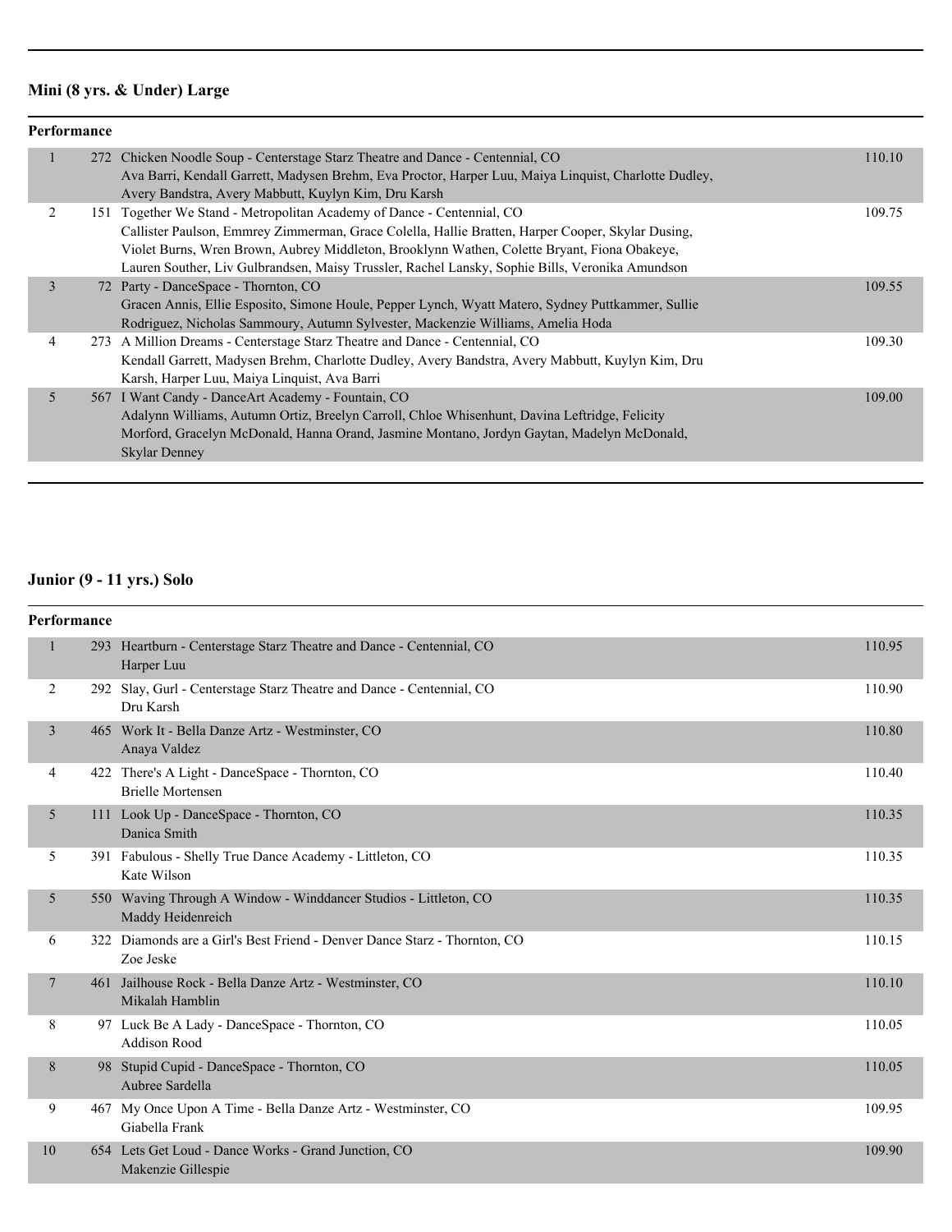## Mini (8 yrs. & Under) Large

**Performance**

| Place | No. | Entry | Score |
|---|---|---|---|
| 1 | 272 | Chicken Noodle Soup - Centerstage Starz Theatre and Dance - Centennial, CO<br>Ava Barri, Kendall Garrett, Madysen Brehm, Eva Proctor, Harper Luu, Maiya Linquist, Charlotte Dudley, Avery Bandstra, Avery Mabbutt, Kuylyn Kim, Dru Karsh | 110.10 |
| 2 | 151 | Together We Stand - Metropolitan Academy of Dance - Centennial, CO<br>Callister Paulson, Emmrey Zimmerman, Grace Colella, Hallie Bratten, Harper Cooper, Skylar Dusing, Violet Burns, Wren Brown, Aubrey Middleton, Brooklynn Wathen, Colette Bryant, Fiona Obakeye, Lauren Souther, Liv Gulbrandsen, Maisy Trussler, Rachel Lansky, Sophie Bills, Veronika Amundson | 109.75 |
| 3 | 72 | Party - DanceSpace - Thornton, CO<br>Gracen Annis, Ellie Esposito, Simone Houle, Pepper Lynch, Wyatt Matero, Sydney Puttkammer, Sullie Rodriguez, Nicholas Sammoury, Autumn Sylvester, Mackenzie Williams, Amelia Hoda | 109.55 |
| 4 | 273 | A Million Dreams - Centerstage Starz Theatre and Dance - Centennial, CO<br>Kendall Garrett, Madysen Brehm, Charlotte Dudley, Avery Bandstra, Avery Mabbutt, Kuylyn Kim, Dru Karsh, Harper Luu, Maiya Linquist, Ava Barri | 109.30 |
| 5 | 567 | I Want Candy - DanceArt Academy - Fountain, CO<br>Adalynn Williams, Autumn Ortiz, Breelyn Carroll, Chloe Whisenhunt, Davina Leftridge, Felicity Morford, Gracelyn McDonald, Hanna Orand, Jasmine Montano, Jordyn Gaytan, Madelyn McDonald, Skylar Denney | 109.00 |

## Junior (9 - 11 yrs.) Solo

**Performance**

| Place | No. | Entry | Score |
|---|---|---|---|
| 1 | 293 | Heartburn - Centerstage Starz Theatre and Dance - Centennial, CO<br>Harper Luu | 110.95 |
| 2 | 292 | Slay, Gurl - Centerstage Starz Theatre and Dance - Centennial, CO<br>Dru Karsh | 110.90 |
| 3 | 465 | Work It - Bella Danze Artz - Westminster, CO<br>Anaya Valdez | 110.80 |
| 4 | 422 | There's A Light - DanceSpace - Thornton, CO<br>Brielle Mortensen | 110.40 |
| 5 | 111 | Look Up - DanceSpace - Thornton, CO<br>Danica Smith | 110.35 |
| 5 | 391 | Fabulous - Shelly True Dance Academy - Littleton, CO<br>Kate Wilson | 110.35 |
| 5 | 550 | Waving Through A Window - Winddancer Studios - Littleton, CO<br>Maddy Heidenreich | 110.35 |
| 6 | 322 | Diamonds are a Girl's Best Friend - Denver Dance Starz - Thornton, CO<br>Zoe Jeske | 110.15 |
| 7 | 461 | Jailhouse Rock - Bella Danze Artz - Westminster, CO<br>Mikalah Hamblin | 110.10 |
| 8 | 97 | Luck Be A Lady - DanceSpace - Thornton, CO<br>Addison Rood | 110.05 |
| 8 | 98 | Stupid Cupid - DanceSpace - Thornton, CO<br>Aubree Sardella | 110.05 |
| 9 | 467 | My Once Upon A Time - Bella Danze Artz - Westminster, CO<br>Giabella Frank | 109.95 |
| 10 | 654 | Lets Get Loud - Dance Works - Grand Junction, CO<br>Makenzie Gillespie | 109.90 |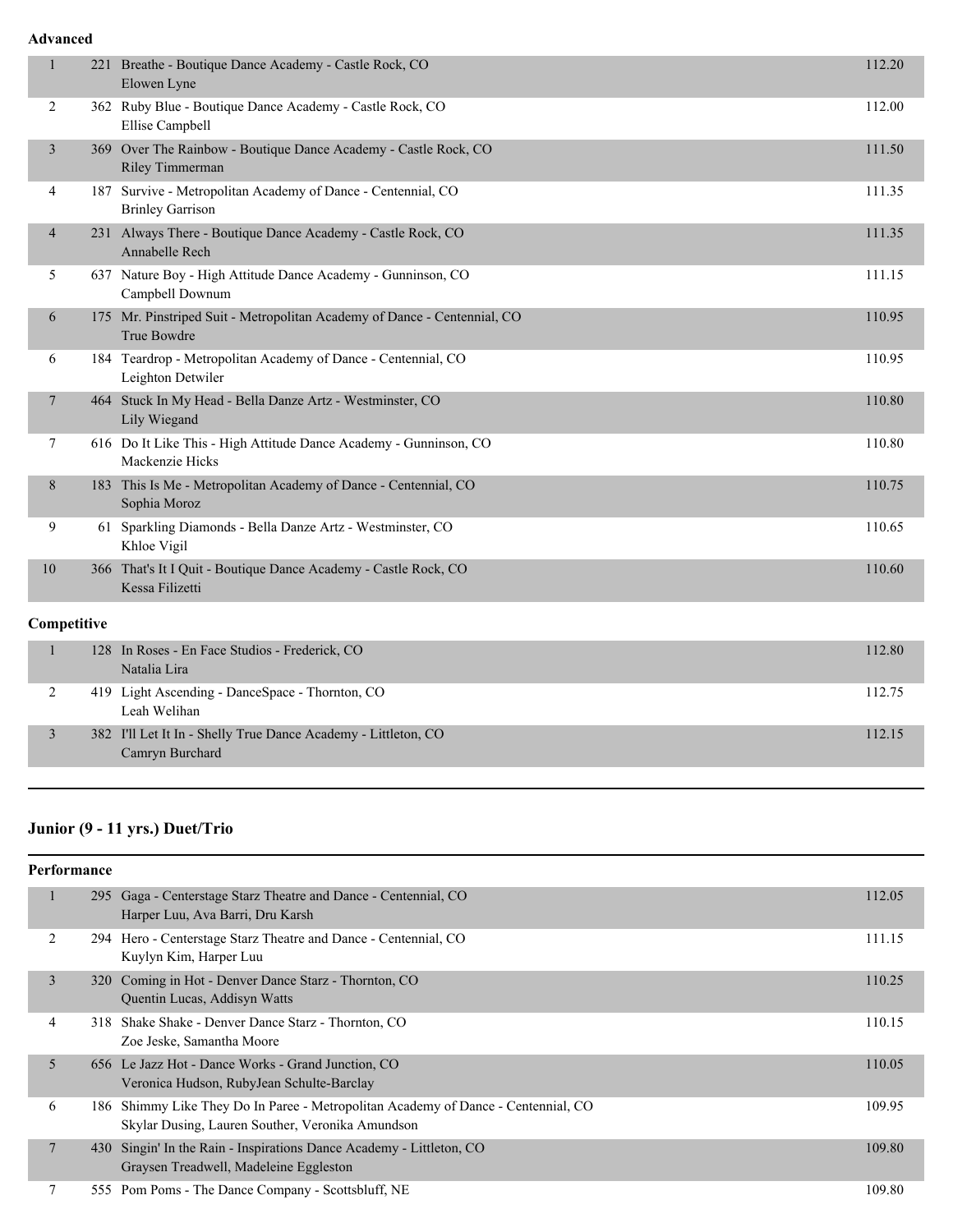### Advanced

| Place | # | Entry | Score |
|---|---|---|---|
| 1 | 221 | Breathe - Boutique Dance Academy - Castle Rock, CO<br>Elowen Lyne | 112.20 |
| 2 | 362 | Ruby Blue - Boutique Dance Academy - Castle Rock, CO<br>Ellise Campbell | 112.00 |
| 3 | 369 | Over The Rainbow - Boutique Dance Academy - Castle Rock, CO<br>Riley Timmerman | 111.50 |
| 4 | 187 | Survive - Metropolitan Academy of Dance - Centennial, CO<br>Brinley Garrison | 111.35 |
| 4 | 231 | Always There - Boutique Dance Academy - Castle Rock, CO<br>Annabelle Rech | 111.35 |
| 5 | 637 | Nature Boy - High Attitude Dance Academy - Gunninson, CO<br>Campbell Downum | 111.15 |
| 6 | 175 | Mr. Pinstriped Suit - Metropolitan Academy of Dance - Centennial, CO<br>True Bowdre | 110.95 |
| 6 | 184 | Teardrop - Metropolitan Academy of Dance - Centennial, CO<br>Leighton Detwiler | 110.95 |
| 7 | 464 | Stuck In My Head - Bella Danze Artz - Westminster, CO<br>Lily Wiegand | 110.80 |
| 7 | 616 | Do It Like This - High Attitude Dance Academy - Gunninson, CO<br>Mackenzie Hicks | 110.80 |
| 8 | 183 | This Is Me - Metropolitan Academy of Dance - Centennial, CO<br>Sophia Moroz | 110.75 |
| 9 | 61 | Sparkling Diamonds - Bella Danze Artz - Westminster, CO<br>Khloe Vigil | 110.65 |
| 10 | 366 | That's It I Quit - Boutique Dance Academy - Castle Rock, CO<br>Kessa Filizetti | 110.60 |

### Competitive

| Place | # | Entry | Score |
|---|---|---|---|
| 1 | 128 | In Roses - En Face Studios - Frederick, CO<br>Natalia Lira | 112.80 |
| 2 | 419 | Light Ascending - DanceSpace - Thornton, CO<br>Leah Welihan | 112.75 |
| 3 | 382 | I'll Let It In - Shelly True Dance Academy - Littleton, CO<br>Camryn Burchard | 112.15 |

## Junior (9 - 11 yrs.) Duet/Trio

### Performance

| Place | # | Entry | Score |
|---|---|---|---|
| 1 | 295 | Gaga - Centerstage Starz Theatre and Dance - Centennial, CO<br>Harper Luu, Ava Barri, Dru Karsh | 112.05 |
| 2 | 294 | Hero - Centerstage Starz Theatre and Dance - Centennial, CO<br>Kuylyn Kim, Harper Luu | 111.15 |
| 3 | 320 | Coming in Hot - Denver Dance Starz - Thornton, CO<br>Quentin Lucas, Addisyn Watts | 110.25 |
| 4 | 318 | Shake Shake - Denver Dance Starz - Thornton, CO<br>Zoe Jeske, Samantha Moore | 110.15 |
| 5 | 656 | Le Jazz Hot - Dance Works - Grand Junction, CO<br>Veronica Hudson, RubyJean Schulte-Barclay | 110.05 |
| 6 | 186 | Shimmy Like They Do In Paree - Metropolitan Academy of Dance - Centennial, CO<br>Skylar Dusing, Lauren Souther, Veronika Amundson | 109.95 |
| 7 | 430 | Singin' In the Rain - Inspirations Dance Academy - Littleton, CO<br>Graysen Treadwell, Madeleine Eggleston | 109.80 |
| 7 | 555 | Pom Poms - The Dance Company - Scottsbluff, NE | 109.80 |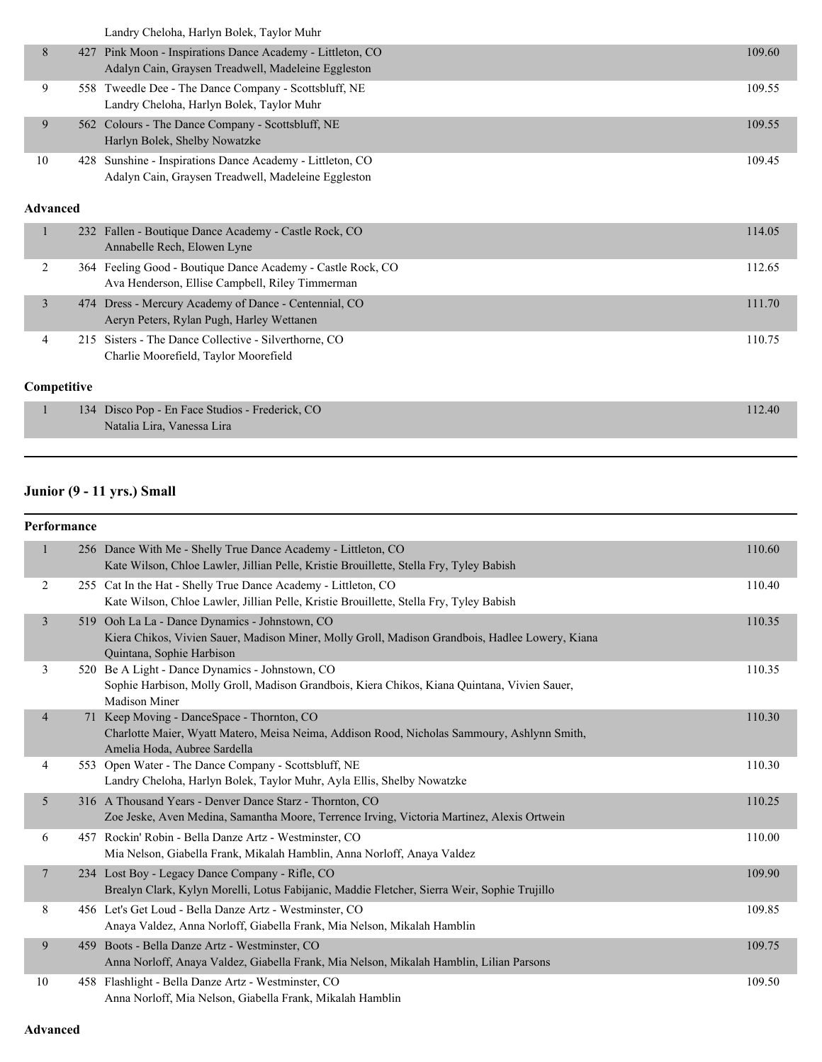| | | | |
|---|---|---|---|
| | | Landry Cheloha, Harlyn Bolek, Taylor Muhr | |
| 8 | 427 | Pink Moon - Inspirations Dance Academy - Littleton, CO<br>Adalyn Cain, Graysen Treadwell, Madeleine Eggleston | 109.60 |
| 9 | 558 | Tweedle Dee - The Dance Company - Scottsbluff, NE<br>Landry Cheloha, Harlyn Bolek, Taylor Muhr | 109.55 |
| 9 | 562 | Colours - The Dance Company - Scottsbluff, NE<br>Harlyn Bolek, Shelby Nowatzke | 109.55 |
| 10 | 428 | Sunshine - Inspirations Dance Academy - Littleton, CO<br>Adalyn Cain, Graysen Treadwell, Madeleine Eggleston | 109.45 |

**Advanced**

| | | | |
|---|---|---|---|
| 1 | 232 | Fallen - Boutique Dance Academy - Castle Rock, CO<br>Annabelle Rech, Elowen Lyne | 114.05 |
| 2 | 364 | Feeling Good - Boutique Dance Academy - Castle Rock, CO<br>Ava Henderson, Ellise Campbell, Riley Timmerman | 112.65 |
| 3 | 474 | Dress - Mercury Academy of Dance - Centennial, CO<br>Aeryn Peters, Rylan Pugh, Harley Wettanen | 111.70 |
| 4 | 215 | Sisters - The Dance Collective - Silverthorne, CO<br>Charlie Moorefield, Taylor Moorefield | 110.75 |

**Competitive**

| | | | |
|---|---|---|---|
| 1 | 134 | Disco Pop - En Face Studios - Frederick, CO<br>Natalia Lira, Vanessa Lira | 112.40 |

## Junior (9 - 11 yrs.) Small

**Performance**

| | | | |
|---|---|---|---|
| 1 | 256 | Dance With Me - Shelly True Dance Academy - Littleton, CO<br>Kate Wilson, Chloe Lawler, Jillian Pelle, Kristie Brouillette, Stella Fry, Tyley Babish | 110.60 |
| 2 | 255 | Cat In the Hat - Shelly True Dance Academy - Littleton, CO<br>Kate Wilson, Chloe Lawler, Jillian Pelle, Kristie Brouillette, Stella Fry, Tyley Babish | 110.40 |
| 3 | 519 | Ooh La La - Dance Dynamics - Johnstown, CO<br>Kiera Chikos, Vivien Sauer, Madison Miner, Molly Groll, Madison Grandbois, Hadlee Lowery, Kiana Quintana, Sophie Harbison | 110.35 |
| 3 | 520 | Be A Light - Dance Dynamics - Johnstown, CO<br>Sophie Harbison, Molly Groll, Madison Grandbois, Kiera Chikos, Kiana Quintana, Vivien Sauer, Madison Miner | 110.35 |
| 4 | 71 | Keep Moving - DanceSpace - Thornton, CO<br>Charlotte Maier, Wyatt Matero, Meisa Neima, Addison Rood, Nicholas Sammoury, Ashlynn Smith, Amelia Hoda, Aubree Sardella | 110.30 |
| 4 | 553 | Open Water - The Dance Company - Scottsbluff, NE<br>Landry Cheloha, Harlyn Bolek, Taylor Muhr, Ayla Ellis, Shelby Nowatzke | 110.30 |
| 5 | 316 | A Thousand Years - Denver Dance Starz - Thornton, CO<br>Zoe Jeske, Aven Medina, Samantha Moore, Terrence Irving, Victoria Martinez, Alexis Ortwein | 110.25 |
| 6 | 457 | Rockin' Robin - Bella Danze Artz - Westminster, CO<br>Mia Nelson, Giabella Frank, Mikalah Hamblin, Anna Norloff, Anaya Valdez | 110.00 |
| 7 | 234 | Lost Boy - Legacy Dance Company - Rifle, CO<br>Brealyn Clark, Kylyn Morelli, Lotus Fabijanic, Maddie Fletcher, Sierra Weir, Sophie Trujillo | 109.90 |
| 8 | 456 | Let's Get Loud - Bella Danze Artz - Westminster, CO<br>Anaya Valdez, Anna Norloff, Giabella Frank, Mia Nelson, Mikalah Hamblin | 109.85 |
| 9 | 459 | Boots - Bella Danze Artz - Westminster, CO<br>Anna Norloff, Anaya Valdez, Giabella Frank, Mia Nelson, Mikalah Hamblin, Lilian Parsons | 109.75 |
| 10 | 458 | Flashlight - Bella Danze Artz - Westminster, CO<br>Anna Norloff, Mia Nelson, Giabella Frank, Mikalah Hamblin | 109.50 |

**Advanced**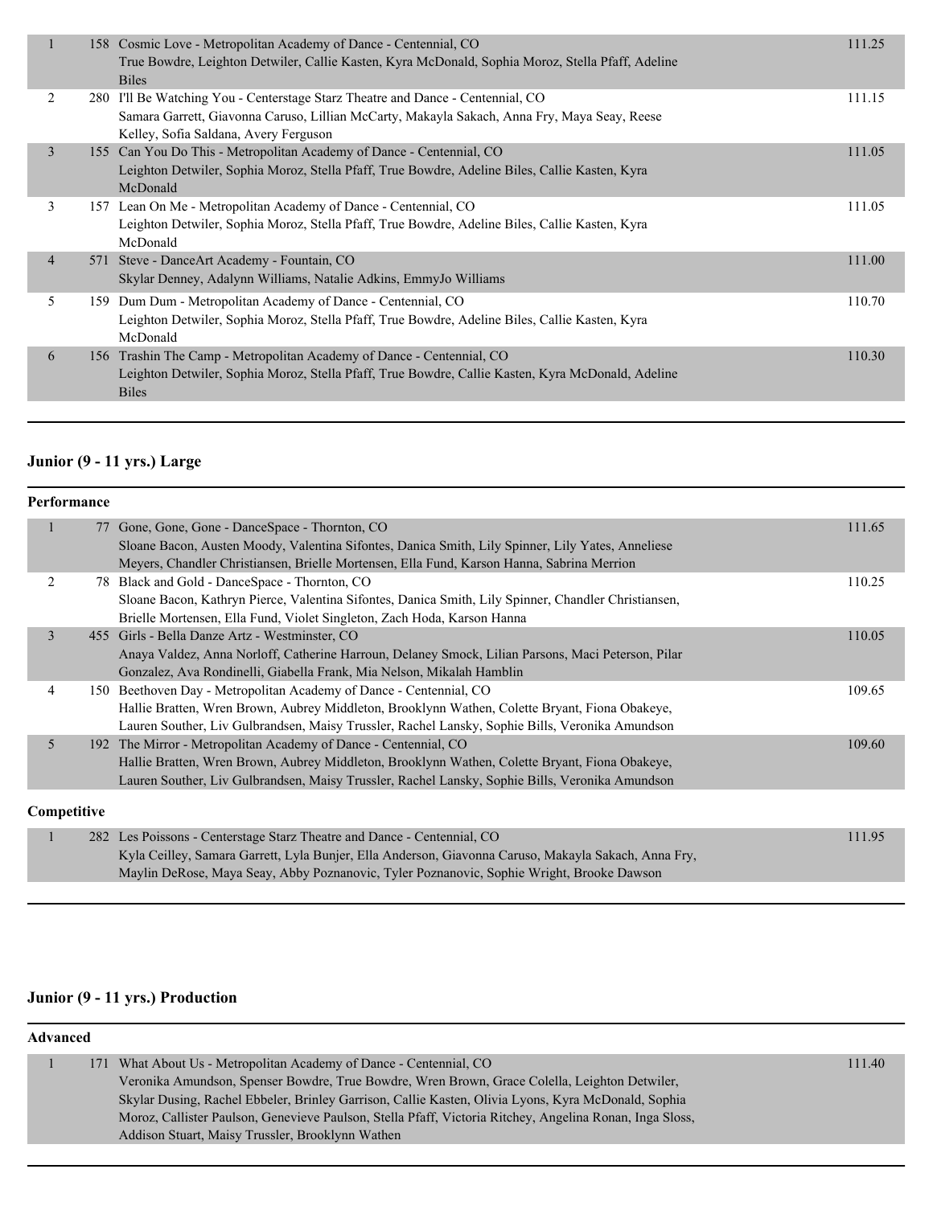| Place | No. | Entry | Score |
| --- | --- | --- | --- |
| 1 | 158 | Cosmic Love - Metropolitan Academy of Dance - Centennial, CO<br>True Bowdre, Leighton Detwiler, Callie Kasten, Kyra McDonald, Sophia Moroz, Stella Pfaff, Adeline Biles | 111.25 |
| 2 | 280 | I'll Be Watching You - Centerstage Starz Theatre and Dance - Centennial, CO<br>Samara Garrett, Giavonna Caruso, Lillian McCarty, Makayla Sakach, Anna Fry, Maya Seay, Reese Kelley, Sofia Saldana, Avery Ferguson | 111.15 |
| 3 | 155 | Can You Do This - Metropolitan Academy of Dance - Centennial, CO<br>Leighton Detwiler, Sophia Moroz, Stella Pfaff, True Bowdre, Adeline Biles, Callie Kasten, Kyra McDonald | 111.05 |
| 3 | 157 | Lean On Me - Metropolitan Academy of Dance - Centennial, CO<br>Leighton Detwiler, Sophia Moroz, Stella Pfaff, True Bowdre, Adeline Biles, Callie Kasten, Kyra McDonald | 111.05 |
| 4 | 571 | Steve - DanceArt Academy - Fountain, CO<br>Skylar Denney, Adalynn Williams, Natalie Adkins, EmmyJo Williams | 111.00 |
| 5 | 159 | Dum Dum - Metropolitan Academy of Dance - Centennial, CO<br>Leighton Detwiler, Sophia Moroz, Stella Pfaff, True Bowdre, Adeline Biles, Callie Kasten, Kyra McDonald | 110.70 |
| 6 | 156 | Trashin The Camp - Metropolitan Academy of Dance - Centennial, CO<br>Leighton Detwiler, Sophia Moroz, Stella Pfaff, True Bowdre, Callie Kasten, Kyra McDonald, Adeline Biles | 110.30 |

## Junior (9 - 11 yrs.) Large

**Performance**

| Place | No. | Entry | Score |
| --- | --- | --- | --- |
| 1 | 77 | Gone, Gone, Gone - DanceSpace - Thornton, CO<br>Sloane Bacon, Austen Moody, Valentina Sifontes, Danica Smith, Lily Spinner, Lily Yates, Anneliese Meyers, Chandler Christiansen, Brielle Mortensen, Ella Fund, Karson Hanna, Sabrina Merrion | 111.65 |
| 2 | 78 | Black and Gold - DanceSpace - Thornton, CO<br>Sloane Bacon, Kathryn Pierce, Valentina Sifontes, Danica Smith, Lily Spinner, Chandler Christiansen, Brielle Mortensen, Ella Fund, Violet Singleton, Zach Hoda, Karson Hanna | 110.25 |
| 3 | 455 | Girls - Bella Danze Artz - Westminster, CO<br>Anaya Valdez, Anna Norloff, Catherine Harroun, Delaney Smock, Lilian Parsons, Maci Peterson, Pilar Gonzalez, Ava Rondinelli, Giabella Frank, Mia Nelson, Mikalah Hamblin | 110.05 |
| 4 | 150 | Beethoven Day - Metropolitan Academy of Dance - Centennial, CO<br>Hallie Bratten, Wren Brown, Aubrey Middleton, Brooklynn Wathen, Colette Bryant, Fiona Obakeye, Lauren Souther, Liv Gulbrandsen, Maisy Trussler, Rachel Lansky, Sophie Bills, Veronika Amundson | 109.65 |
| 5 | 192 | The Mirror - Metropolitan Academy of Dance - Centennial, CO<br>Hallie Bratten, Wren Brown, Aubrey Middleton, Brooklynn Wathen, Colette Bryant, Fiona Obakeye, Lauren Souther, Liv Gulbrandsen, Maisy Trussler, Rachel Lansky, Sophie Bills, Veronika Amundson | 109.60 |

**Competitive**

| Place | No. | Entry | Score |
| --- | --- | --- | --- |
| 1 | 282 | Les Poissons - Centerstage Starz Theatre and Dance - Centennial, CO<br>Kyla Ceilley, Samara Garrett, Lyla Bunjer, Ella Anderson, Giavonna Caruso, Makayla Sakach, Anna Fry, Maylin DeRose, Maya Seay, Abby Poznanovic, Tyler Poznanovic, Sophie Wright, Brooke Dawson | 111.95 |

## Junior (9 - 11 yrs.) Production

**Advanced**

| Place | No. | Entry | Score |
| --- | --- | --- | --- |
| 1 | 171 | What About Us - Metropolitan Academy of Dance - Centennial, CO<br>Veronika Amundson, Spenser Bowdre, True Bowdre, Wren Brown, Grace Colella, Leighton Detwiler, Skylar Dusing, Rachel Ebbeler, Brinley Garrison, Callie Kasten, Olivia Lyons, Kyra McDonald, Sophia Moroz, Callister Paulson, Genevieve Paulson, Stella Pfaff, Victoria Ritchey, Angelina Ronan, Inga Sloss, Addison Stuart, Maisy Trussler, Brooklynn Wathen | 111.40 |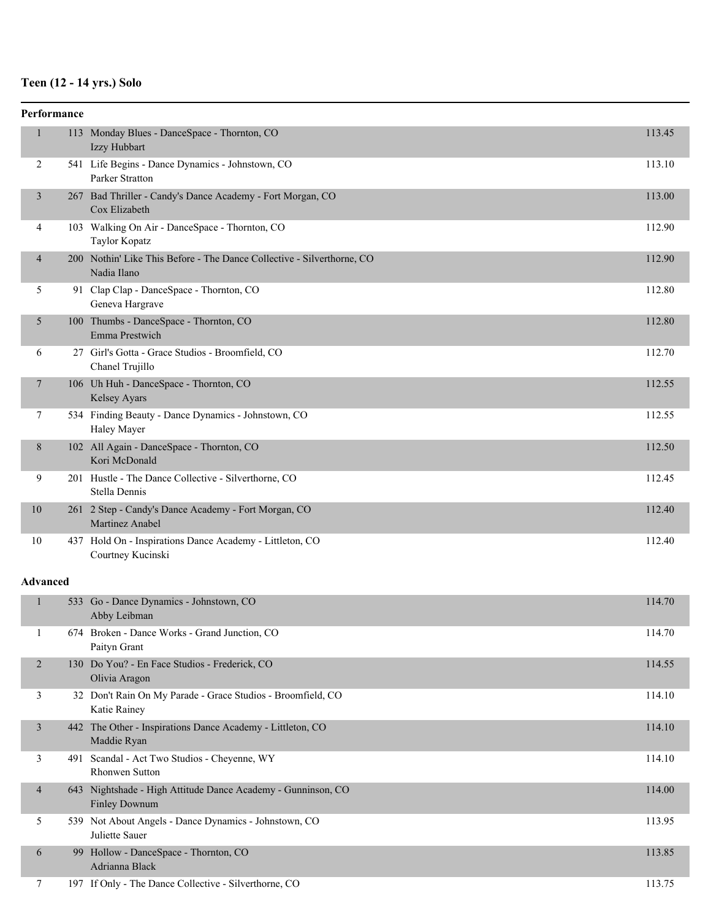## Teen (12 - 14 yrs.) Solo

### Performance

| Place | No. | Entry | Score |
|---|---|---|---|
| 1 | 113 | Monday Blues - DanceSpace - Thornton, CO<br>Izzy Hubbart | 113.45 |
| 2 | 541 | Life Begins - Dance Dynamics - Johnstown, CO<br>Parker Stratton | 113.10 |
| 3 | 267 | Bad Thriller - Candy's Dance Academy - Fort Morgan, CO<br>Cox Elizabeth | 113.00 |
| 4 | 103 | Walking On Air - DanceSpace - Thornton, CO<br>Taylor Kopatz | 112.90 |
| 4 | 200 | Nothin' Like This Before - The Dance Collective - Silverthorne, CO<br>Nadia Ilano | 112.90 |
| 5 | 91 | Clap Clap - DanceSpace - Thornton, CO<br>Geneva Hargrave | 112.80 |
| 5 | 100 | Thumbs - DanceSpace - Thornton, CO<br>Emma Prestwich | 112.80 |
| 6 | 27 | Girl's Gotta - Grace Studios - Broomfield, CO<br>Chanel Trujillo | 112.70 |
| 7 | 106 | Uh Huh - DanceSpace - Thornton, CO<br>Kelsey Ayars | 112.55 |
| 7 | 534 | Finding Beauty - Dance Dynamics - Johnstown, CO<br>Haley Mayer | 112.55 |
| 8 | 102 | All Again - DanceSpace - Thornton, CO<br>Kori McDonald | 112.50 |
| 9 | 201 | Hustle - The Dance Collective - Silverthorne, CO<br>Stella Dennis | 112.45 |
| 10 | 261 | 2 Step - Candy's Dance Academy - Fort Morgan, CO<br>Martinez Anabel | 112.40 |
| 10 | 437 | Hold On - Inspirations Dance Academy - Littleton, CO<br>Courtney Kucinski | 112.40 |

### Advanced

| Place | No. | Entry | Score |
|---|---|---|---|
| 1 | 533 | Go - Dance Dynamics - Johnstown, CO<br>Abby Leibman | 114.70 |
| 1 | 674 | Broken - Dance Works - Grand Junction, CO<br>Paityn Grant | 114.70 |
| 2 | 130 | Do You? - En Face Studios - Frederick, CO<br>Olivia Aragon | 114.55 |
| 3 | 32 | Don't Rain On My Parade - Grace Studios - Broomfield, CO<br>Katie Rainey | 114.10 |
| 3 | 442 | The Other - Inspirations Dance Academy - Littleton, CO<br>Maddie Ryan | 114.10 |
| 3 | 491 | Scandal - Act Two Studios - Cheyenne, WY<br>Rhonwen Sutton | 114.10 |
| 4 | 643 | Nightshade - High Attitude Dance Academy - Gunninson, CO<br>Finley Downum | 114.00 |
| 5 | 539 | Not About Angels - Dance Dynamics - Johnstown, CO<br>Juliette Sauer | 113.95 |
| 6 | 99 | Hollow - DanceSpace - Thornton, CO<br>Adrianna Black | 113.85 |
| 7 | 197 | If Only - The Dance Collective - Silverthorne, CO | 113.75 |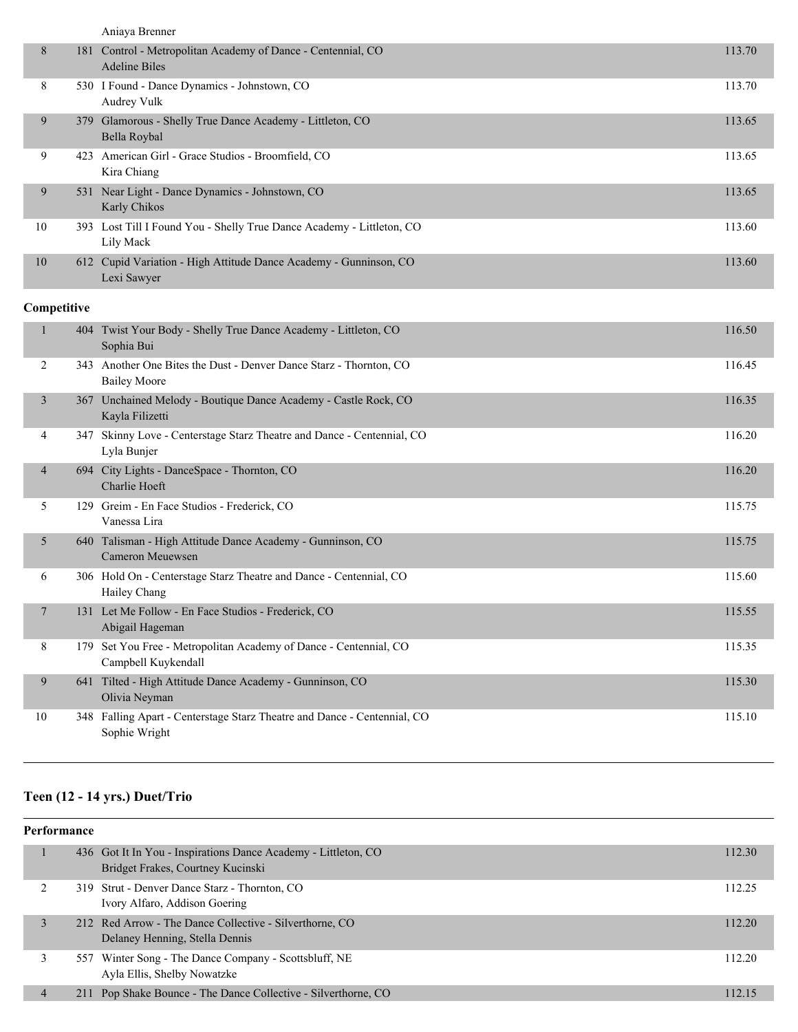| | | | |
|---|---|---|---|
| | | Aniaya Brenner | |
| 8 | 181 | Control - Metropolitan Academy of Dance - Centennial, CO<br>Adeline Biles | 113.70 |
| 8 | 530 | I Found - Dance Dynamics - Johnstown, CO<br>Audrey Vulk | 113.70 |
| 9 | 379 | Glamorous - Shelly True Dance Academy - Littleton, CO<br>Bella Roybal | 113.65 |
| 9 | 423 | American Girl - Grace Studios - Broomfield, CO<br>Kira Chiang | 113.65 |
| 9 | 531 | Near Light - Dance Dynamics - Johnstown, CO<br>Karly Chikos | 113.65 |
| 10 | 393 | Lost Till I Found You - Shelly True Dance Academy - Littleton, CO<br>Lily Mack | 113.60 |
| 10 | 612 | Cupid Variation - High Attitude Dance Academy - Gunninson, CO<br>Lexi Sawyer | 113.60 |

**Competitive**

| | | | |
|---|---|---|---|
| 1 | 404 | Twist Your Body - Shelly True Dance Academy - Littleton, CO<br>Sophia Bui | 116.50 |
| 2 | 343 | Another One Bites the Dust - Denver Dance Starz - Thornton, CO<br>Bailey Moore | 116.45 |
| 3 | 367 | Unchained Melody - Boutique Dance Academy - Castle Rock, CO<br>Kayla Filizetti | 116.35 |
| 4 | 347 | Skinny Love - Centerstage Starz Theatre and Dance - Centennial, CO<br>Lyla Bunjer | 116.20 |
| 4 | 694 | City Lights - DanceSpace - Thornton, CO<br>Charlie Hoeft | 116.20 |
| 5 | 129 | Greim - En Face Studios - Frederick, CO<br>Vanessa Lira | 115.75 |
| 5 | 640 | Talisman - High Attitude Dance Academy - Gunninson, CO<br>Cameron Meuewsen | 115.75 |
| 6 | 306 | Hold On - Centerstage Starz Theatre and Dance - Centennial, CO<br>Hailey Chang | 115.60 |
| 7 | 131 | Let Me Follow - En Face Studios - Frederick, CO<br>Abigail Hageman | 115.55 |
| 8 | 179 | Set You Free - Metropolitan Academy of Dance - Centennial, CO<br>Campbell Kuykendall | 115.35 |
| 9 | 641 | Tilted - High Attitude Dance Academy - Gunninson, CO<br>Olivia Neyman | 115.30 |
| 10 | 348 | Falling Apart - Centerstage Starz Theatre and Dance - Centennial, CO<br>Sophie Wright | 115.10 |

## Teen (12 - 14 yrs.) Duet/Trio

**Performance**

| | | | |
|---|---|---|---|
| 1 | 436 | Got It In You - Inspirations Dance Academy - Littleton, CO<br>Bridget Frakes, Courtney Kucinski | 112.30 |
| 2 | 319 | Strut - Denver Dance Starz - Thornton, CO<br>Ivory Alfaro, Addison Goering | 112.25 |
| 3 | 212 | Red Arrow - The Dance Collective - Silverthorne, CO<br>Delaney Henning, Stella Dennis | 112.20 |
| 3 | 557 | Winter Song - The Dance Company - Scottsbluff, NE<br>Ayla Ellis, Shelby Nowatzke | 112.20 |
| 4 | 211 | Pop Shake Bounce - The Dance Collective - Silverthorne, CO | 112.15 |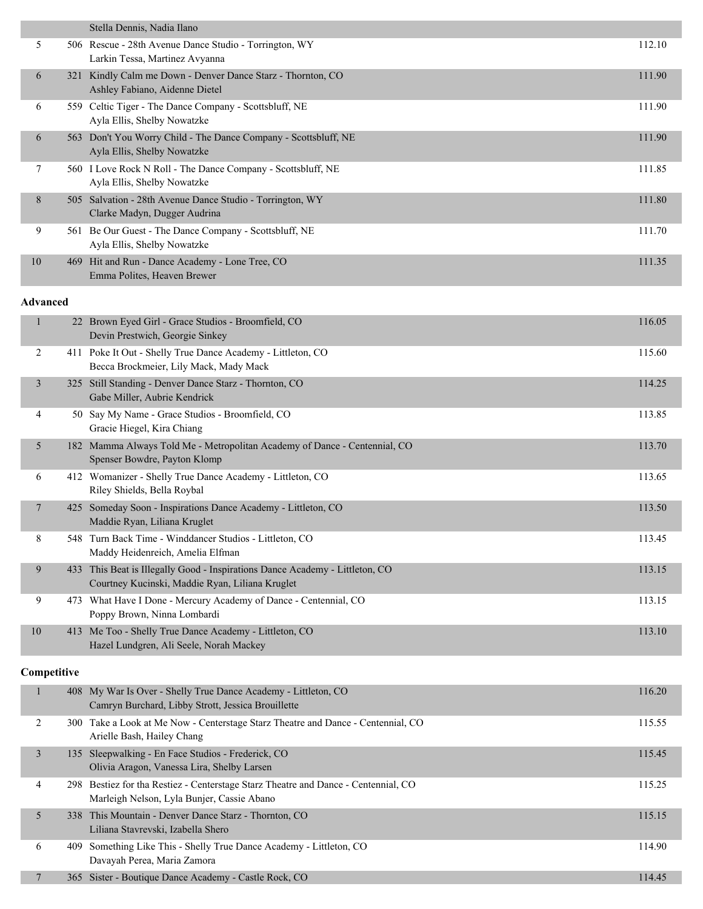| | | | |
|---|---|---|---|
| | | Stella Dennis, Nadia Ilano | |
| 5 | 506 | Rescue - 28th Avenue Dance Studio - Torrington, WY<br>Larkin Tessa, Martinez Avyanna | 112.10 |
| 6 | 321 | Kindly Calm me Down - Denver Dance Starz - Thornton, CO<br>Ashley Fabiano, Aidenne Dietel | 111.90 |
| 6 | 559 | Celtic Tiger - The Dance Company - Scottsbluff, NE<br>Ayla Ellis, Shelby Nowatzke | 111.90 |
| 6 | 563 | Don't You Worry Child - The Dance Company - Scottsbluff, NE<br>Ayla Ellis, Shelby Nowatzke | 111.90 |
| 7 | 560 | I Love Rock N Roll - The Dance Company - Scottsbluff, NE<br>Ayla Ellis, Shelby Nowatzke | 111.85 |
| 8 | 505 | Salvation - 28th Avenue Dance Studio - Torrington, WY<br>Clarke Madyn, Dugger Audrina | 111.80 |
| 9 | 561 | Be Our Guest - The Dance Company - Scottsbluff, NE<br>Ayla Ellis, Shelby Nowatzke | 111.70 |
| 10 | 469 | Hit and Run - Dance Academy - Lone Tree, CO<br>Emma Polites, Heaven Brewer | 111.35 |

**Advanced**

| | | | |
|---|---|---|---|
| 1 | 22 | Brown Eyed Girl - Grace Studios - Broomfield, CO<br>Devin Prestwich, Georgie Sinkey | 116.05 |
| 2 | 411 | Poke It Out - Shelly True Dance Academy - Littleton, CO<br>Becca Brockmeier, Lily Mack, Mady Mack | 115.60 |
| 3 | 325 | Still Standing - Denver Dance Starz - Thornton, CO<br>Gabe Miller, Aubrie Kendrick | 114.25 |
| 4 | 50 | Say My Name - Grace Studios - Broomfield, CO<br>Gracie Hiegel, Kira Chiang | 113.85 |
| 5 | 182 | Mamma Always Told Me - Metropolitan Academy of Dance - Centennial, CO<br>Spenser Bowdre, Payton Klomp | 113.70 |
| 6 | 412 | Womanizer - Shelly True Dance Academy - Littleton, CO<br>Riley Shields, Bella Roybal | 113.65 |
| 7 | 425 | Someday Soon - Inspirations Dance Academy - Littleton, CO<br>Maddie Ryan, Liliana Kruglet | 113.50 |
| 8 | 548 | Turn Back Time - Winddancer Studios - Littleton, CO<br>Maddy Heidenreich, Amelia Elfman | 113.45 |
| 9 | 433 | This Beat is Illegally Good - Inspirations Dance Academy - Littleton, CO<br>Courtney Kucinski, Maddie Ryan, Liliana Kruglet | 113.15 |
| 9 | 473 | What Have I Done - Mercury Academy of Dance - Centennial, CO<br>Poppy Brown, Ninna Lombardi | 113.15 |
| 10 | 413 | Me Too - Shelly True Dance Academy - Littleton, CO<br>Hazel Lundgren, Ali Seele, Norah Mackey | 113.10 |

**Competitive**

| | | | |
|---|---|---|---|
| 1 | 408 | My War Is Over - Shelly True Dance Academy - Littleton, CO<br>Camryn Burchard, Libby Strott, Jessica Brouillette | 116.20 |
| 2 | 300 | Take a Look at Me Now - Centerstage Starz Theatre and Dance - Centennial, CO<br>Arielle Bash, Hailey Chang | 115.55 |
| 3 | 135 | Sleepwalking - En Face Studios - Frederick, CO<br>Olivia Aragon, Vanessa Lira, Shelby Larsen | 115.45 |
| 4 | 298 | Bestiez for tha Restiez - Centerstage Starz Theatre and Dance - Centennial, CO<br>Marleigh Nelson, Lyla Bunjer, Cassie Abano | 115.25 |
| 5 | 338 | This Mountain - Denver Dance Starz - Thornton, CO<br>Liliana Stavrevski, Izabella Shero | 115.15 |
| 6 | 409 | Something Like This - Shelly True Dance Academy - Littleton, CO<br>Davayah Perea, Maria Zamora | 114.90 |
| 7 | 365 | Sister - Boutique Dance Academy - Castle Rock, CO | 114.45 |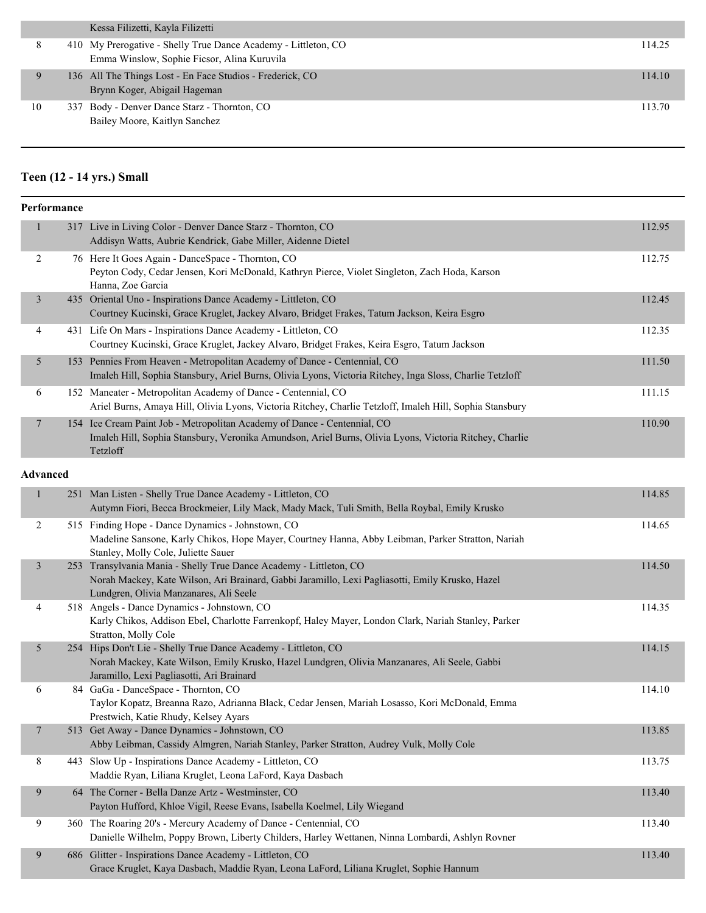| | | | |
|---|---|---|---|
| | | Kessa Filizetti, Kayla Filizetti | |
| 8 | 410 | My Prerogative - Shelly True Dance Academy - Littleton, CO<br>Emma Winslow, Sophie Ficsor, Alina Kuruvila | 114.25 |
| 9 | 136 | All The Things Lost - En Face Studios - Frederick, CO<br>Brynn Koger, Abigail Hageman | 114.10 |
| 10 | 337 | Body - Denver Dance Starz - Thornton, CO<br>Bailey Moore, Kaitlyn Sanchez | 113.70 |

## Teen (12 - 14 yrs.) Small

### Performance

| | | | |
|---|---|---|---|
| 1 | 317 | Live in Living Color - Denver Dance Starz - Thornton, CO<br>Addisyn Watts, Aubrie Kendrick, Gabe Miller, Aidenne Dietel | 112.95 |
| 2 | 76 | Here It Goes Again - DanceSpace - Thornton, CO<br>Peyton Cody, Cedar Jensen, Kori McDonald, Kathryn Pierce, Violet Singleton, Zach Hoda, Karson Hanna, Zoe Garcia | 112.75 |
| 3 | 435 | Oriental Uno - Inspirations Dance Academy - Littleton, CO<br>Courtney Kucinski, Grace Kruglet, Jackey Alvaro, Bridget Frakes, Tatum Jackson, Keira Esgro | 112.45 |
| 4 | 431 | Life On Mars - Inspirations Dance Academy - Littleton, CO<br>Courtney Kucinski, Grace Kruglet, Jackey Alvaro, Bridget Frakes, Keira Esgro, Tatum Jackson | 112.35 |
| 5 | 153 | Pennies From Heaven - Metropolitan Academy of Dance - Centennial, CO<br>Imaleh Hill, Sophia Stansbury, Ariel Burns, Olivia Lyons, Victoria Ritchey, Inga Sloss, Charlie Tetzloff | 111.50 |
| 6 | 152 | Maneater - Metropolitan Academy of Dance - Centennial, CO<br>Ariel Burns, Amaya Hill, Olivia Lyons, Victoria Ritchey, Charlie Tetzloff, Imaleh Hill, Sophia Stansbury | 111.15 |
| 7 | 154 | Ice Cream Paint Job - Metropolitan Academy of Dance - Centennial, CO<br>Imaleh Hill, Sophia Stansbury, Veronika Amundson, Ariel Burns, Olivia Lyons, Victoria Ritchey, Charlie Tetzloff | 110.90 |

### Advanced

| | | | |
|---|---|---|---|
| 1 | 251 | Man Listen - Shelly True Dance Academy - Littleton, CO<br>Autymn Fiori, Becca Brockmeier, Lily Mack, Mady Mack, Tuli Smith, Bella Roybal, Emily Krusko | 114.85 |
| 2 | 515 | Finding Hope - Dance Dynamics - Johnstown, CO<br>Madeline Sansone, Karly Chikos, Hope Mayer, Courtney Hanna, Abby Leibman, Parker Stratton, Nariah Stanley, Molly Cole, Juliette Sauer | 114.65 |
| 3 | 253 | Transylvania Mania - Shelly True Dance Academy - Littleton, CO<br>Norah Mackey, Kate Wilson, Ari Brainard, Gabbi Jaramillo, Lexi Pagliasotti, Emily Krusko, Hazel Lundgren, Olivia Manzanares, Ali Seele | 114.50 |
| 4 | 518 | Angels - Dance Dynamics - Johnstown, CO<br>Karly Chikos, Addison Ebel, Charlotte Farrenkopf, Haley Mayer, London Clark, Nariah Stanley, Parker Stratton, Molly Cole | 114.35 |
| 5 | 254 | Hips Don't Lie - Shelly True Dance Academy - Littleton, CO<br>Norah Mackey, Kate Wilson, Emily Krusko, Hazel Lundgren, Olivia Manzanares, Ali Seele, Gabbi Jaramillo, Lexi Pagliasotti, Ari Brainard | 114.15 |
| 6 | 84 | GaGa - DanceSpace - Thornton, CO<br>Taylor Kopatz, Breanna Razo, Adrianna Black, Cedar Jensen, Mariah Losasso, Kori McDonald, Emma Prestwich, Katie Rhudy, Kelsey Ayars | 114.10 |
| 7 | 513 | Get Away - Dance Dynamics - Johnstown, CO<br>Abby Leibman, Cassidy Almgren, Nariah Stanley, Parker Stratton, Audrey Vulk, Molly Cole | 113.85 |
| 8 | 443 | Slow Up - Inspirations Dance Academy - Littleton, CO<br>Maddie Ryan, Liliana Kruglet, Leona LaFord, Kaya Dasbach | 113.75 |
| 9 | 64 | The Corner - Bella Danze Artz - Westminster, CO<br>Payton Hufford, Khloe Vigil, Reese Evans, Isabella Koelmel, Lily Wiegand | 113.40 |
| 9 | 360 | The Roaring 20's - Mercury Academy of Dance - Centennial, CO<br>Danielle Wilhelm, Poppy Brown, Liberty Childers, Harley Wettanen, Ninna Lombardi, Ashlyn Rovner | 113.40 |
| 9 | 686 | Glitter - Inspirations Dance Academy - Littleton, CO<br>Grace Kruglet, Kaya Dasbach, Maddie Ryan, Leona LaFord, Liliana Kruglet, Sophie Hannum | 113.40 |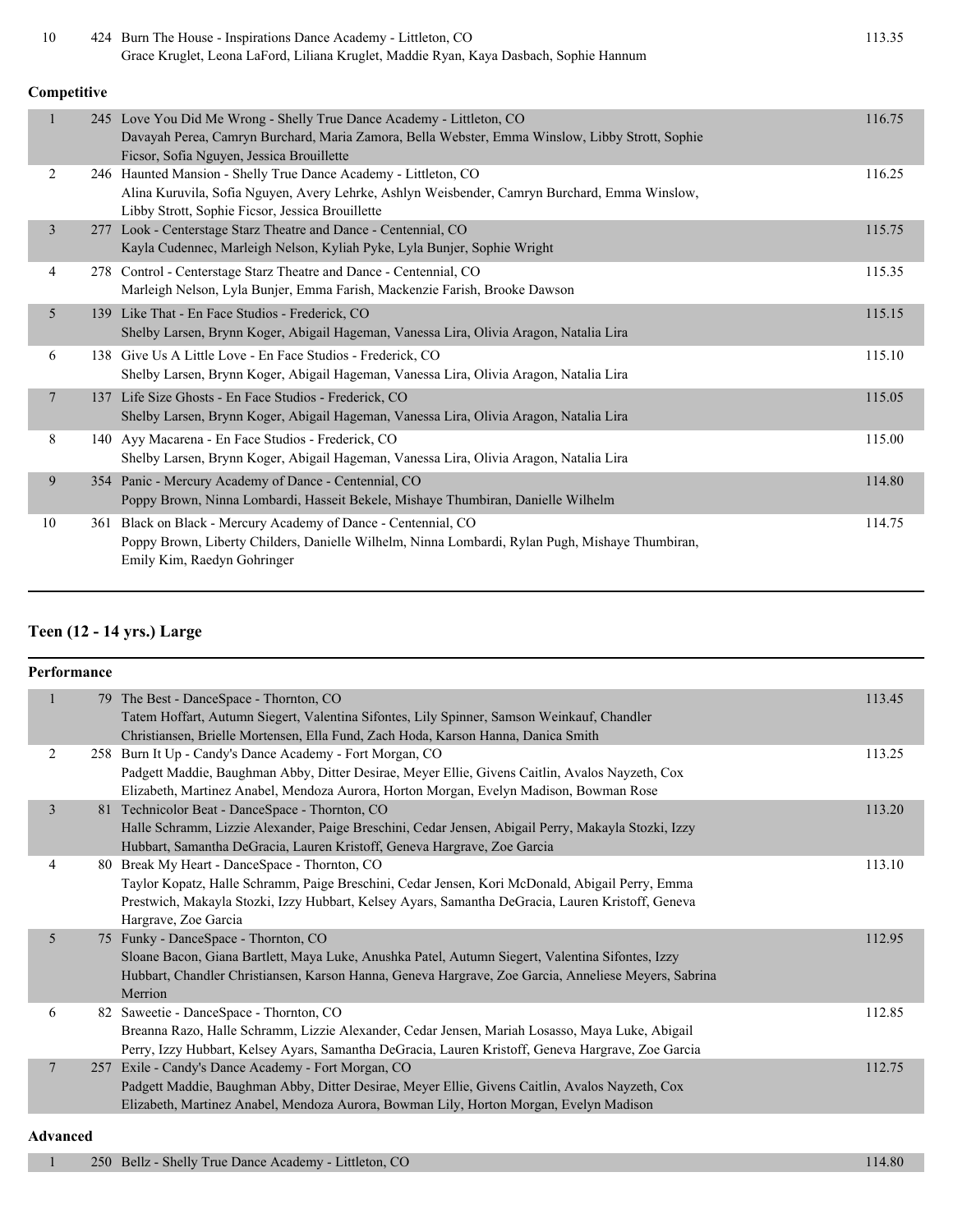| Place | No. | Routine | Score |
|---|---|---|---|
| 10 | 424 | Burn The House - Inspirations Dance Academy - Littleton, CO<br>Grace Kruglet, Leona LaFord, Liliana Kruglet, Maddie Ryan, Kaya Dasbach, Sophie Hannum | 113.35 |

**Competitive**

| Place | No. | Routine | Score |
|---|---|---|---|
| 1 | 245 | Love You Did Me Wrong - Shelly True Dance Academy - Littleton, CO<br>Davayah Perea, Camryn Burchard, Maria Zamora, Bella Webster, Emma Winslow, Libby Strott, Sophie Ficsor, Sofia Nguyen, Jessica Brouillette | 116.75 |
| 2 | 246 | Haunted Mansion - Shelly True Dance Academy - Littleton, CO<br>Alina Kuruvila, Sofia Nguyen, Avery Lehrke, Ashlyn Weisbender, Camryn Burchard, Emma Winslow, Libby Strott, Sophie Ficsor, Jessica Brouillette | 116.25 |
| 3 | 277 | Look - Centerstage Starz Theatre and Dance - Centennial, CO<br>Kayla Cudennec, Marleigh Nelson, Kyliah Pyke, Lyla Bunjer, Sophie Wright | 115.75 |
| 4 | 278 | Control - Centerstage Starz Theatre and Dance - Centennial, CO<br>Marleigh Nelson, Lyla Bunjer, Emma Farish, Mackenzie Farish, Brooke Dawson | 115.35 |
| 5 | 139 | Like That - En Face Studios - Frederick, CO<br>Shelby Larsen, Brynn Koger, Abigail Hageman, Vanessa Lira, Olivia Aragon, Natalia Lira | 115.15 |
| 6 | 138 | Give Us A Little Love - En Face Studios - Frederick, CO<br>Shelby Larsen, Brynn Koger, Abigail Hageman, Vanessa Lira, Olivia Aragon, Natalia Lira | 115.10 |
| 7 | 137 | Life Size Ghosts - En Face Studios - Frederick, CO<br>Shelby Larsen, Brynn Koger, Abigail Hageman, Vanessa Lira, Olivia Aragon, Natalia Lira | 115.05 |
| 8 | 140 | Ayy Macarena - En Face Studios - Frederick, CO<br>Shelby Larsen, Brynn Koger, Abigail Hageman, Vanessa Lira, Olivia Aragon, Natalia Lira | 115.00 |
| 9 | 354 | Panic - Mercury Academy of Dance - Centennial, CO<br>Poppy Brown, Ninna Lombardi, Hasseit Bekele, Mishaye Thumbiran, Danielle Wilhelm | 114.80 |
| 10 | 361 | Black on Black - Mercury Academy of Dance - Centennial, CO<br>Poppy Brown, Liberty Childers, Danielle Wilhelm, Ninna Lombardi, Rylan Pugh, Mishaye Thumbiran, Emily Kim, Raedyn Gohringer | 114.75 |

## Teen (12 - 14 yrs.) Large

**Performance**

| Place | No. | Routine | Score |
|---|---|---|---|
| 1 | 79 | The Best - DanceSpace - Thornton, CO<br>Tatem Hoffart, Autumn Siegert, Valentina Sifontes, Lily Spinner, Samson Weinkauf, Chandler Christiansen, Brielle Mortensen, Ella Fund, Zach Hoda, Karson Hanna, Danica Smith | 113.45 |
| 2 | 258 | Burn It Up - Candy's Dance Academy - Fort Morgan, CO<br>Padgett Maddie, Baughman Abby, Ditter Desirae, Meyer Ellie, Givens Caitlin, Avalos Nayzeth, Cox Elizabeth, Martinez Anabel, Mendoza Aurora, Horton Morgan, Evelyn Madison, Bowman Rose | 113.25 |
| 3 | 81 | Technicolor Beat - DanceSpace - Thornton, CO<br>Halle Schramm, Lizzie Alexander, Paige Breschini, Cedar Jensen, Abigail Perry, Makayla Stozki, Izzy Hubbart, Samantha DeGracia, Lauren Kristoff, Geneva Hargrave, Zoe Garcia | 113.20 |
| 4 | 80 | Break My Heart - DanceSpace - Thornton, CO<br>Taylor Kopatz, Halle Schramm, Paige Breschini, Cedar Jensen, Kori McDonald, Abigail Perry, Emma Prestwich, Makayla Stozki, Izzy Hubbart, Kelsey Ayars, Samantha DeGracia, Lauren Kristoff, Geneva Hargrave, Zoe Garcia | 113.10 |
| 5 | 75 | Funky - DanceSpace - Thornton, CO<br>Sloane Bacon, Giana Bartlett, Maya Luke, Anushka Patel, Autumn Siegert, Valentina Sifontes, Izzy Hubbart, Chandler Christiansen, Karson Hanna, Geneva Hargrave, Zoe Garcia, Anneliese Meyers, Sabrina Merrion | 112.95 |
| 6 | 82 | Saweetie - DanceSpace - Thornton, CO<br>Breanna Razo, Halle Schramm, Lizzie Alexander, Cedar Jensen, Mariah Losasso, Maya Luke, Abigail Perry, Izzy Hubbart, Kelsey Ayars, Samantha DeGracia, Lauren Kristoff, Geneva Hargrave, Zoe Garcia | 112.85 |
| 7 | 257 | Exile - Candy's Dance Academy - Fort Morgan, CO<br>Padgett Maddie, Baughman Abby, Ditter Desirae, Meyer Ellie, Givens Caitlin, Avalos Nayzeth, Cox Elizabeth, Martinez Anabel, Mendoza Aurora, Bowman Lily, Horton Morgan, Evelyn Madison | 112.75 |

**Advanced**

| Place | No. | Routine | Score |
|---|---|---|---|
| 1 | 250 | Bellz - Shelly True Dance Academy - Littleton, CO | 114.80 |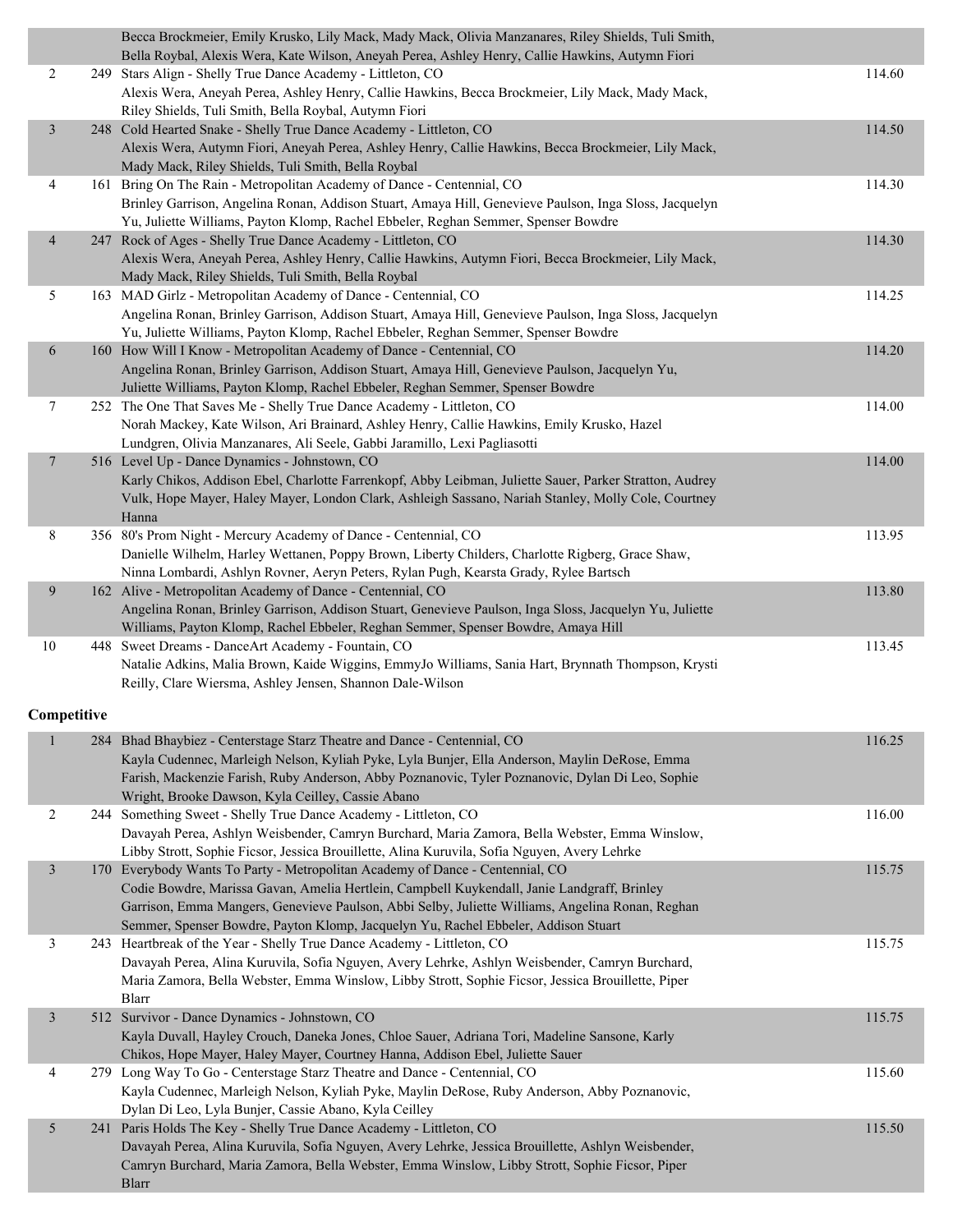| Place | No. | Entry | Score |
|---|---|---|---|
| | | Becca Brockmeier, Emily Krusko, Lily Mack, Mady Mack, Olivia Manzanares, Riley Shields, Tuli Smith, Bella Roybal, Alexis Wera, Kate Wilson, Aneyah Perea, Ashley Henry, Callie Hawkins, Autymn Fiori | |
| 2 | 249 | Stars Align - Shelly True Dance Academy - Littleton, CO<br>Alexis Wera, Aneyah Perea, Ashley Henry, Callie Hawkins, Becca Brockmeier, Lily Mack, Mady Mack, Riley Shields, Tuli Smith, Bella Roybal, Autymn Fiori | 114.60 |
| 3 | 248 | Cold Hearted Snake - Shelly True Dance Academy - Littleton, CO<br>Alexis Wera, Autymn Fiori, Aneyah Perea, Ashley Henry, Callie Hawkins, Becca Brockmeier, Lily Mack, Mady Mack, Riley Shields, Tuli Smith, Bella Roybal | 114.50 |
| 4 | 161 | Bring On The Rain - Metropolitan Academy of Dance - Centennial, CO<br>Brinley Garrison, Angelina Ronan, Addison Stuart, Amaya Hill, Genevieve Paulson, Inga Sloss, Jacquelyn Yu, Juliette Williams, Payton Klomp, Rachel Ebbeler, Reghan Semmer, Spenser Bowdre | 114.30 |
| 4 | 247 | Rock of Ages - Shelly True Dance Academy - Littleton, CO<br>Alexis Wera, Aneyah Perea, Ashley Henry, Callie Hawkins, Autymn Fiori, Becca Brockmeier, Lily Mack, Mady Mack, Riley Shields, Tuli Smith, Bella Roybal | 114.30 |
| 5 | 163 | MAD Girlz - Metropolitan Academy of Dance - Centennial, CO<br>Angelina Ronan, Brinley Garrison, Addison Stuart, Amaya Hill, Genevieve Paulson, Inga Sloss, Jacquelyn Yu, Juliette Williams, Payton Klomp, Rachel Ebbeler, Reghan Semmer, Spenser Bowdre | 114.25 |
| 6 | 160 | How Will I Know - Metropolitan Academy of Dance - Centennial, CO<br>Angelina Ronan, Brinley Garrison, Addison Stuart, Amaya Hill, Genevieve Paulson, Jacquelyn Yu, Juliette Williams, Payton Klomp, Rachel Ebbeler, Reghan Semmer, Spenser Bowdre | 114.20 |
| 7 | 252 | The One That Saves Me - Shelly True Dance Academy - Littleton, CO<br>Norah Mackey, Kate Wilson, Ari Brainard, Ashley Henry, Callie Hawkins, Emily Krusko, Hazel Lundgren, Olivia Manzanares, Ali Seele, Gabbi Jaramillo, Lexi Pagliasotti | 114.00 |
| 7 | 516 | Level Up - Dance Dynamics - Johnstown, CO<br>Karly Chikos, Addison Ebel, Charlotte Farrenkopf, Abby Leibman, Juliette Sauer, Parker Stratton, Audrey Vulk, Hope Mayer, Haley Mayer, London Clark, Ashleigh Sassano, Nariah Stanley, Molly Cole, Courtney Hanna | 114.00 |
| 8 | 356 | 80's Prom Night - Mercury Academy of Dance - Centennial, CO<br>Danielle Wilhelm, Harley Wettanen, Poppy Brown, Liberty Childers, Charlotte Rigberg, Grace Shaw, Ninna Lombardi, Ashlyn Rovner, Aeryn Peters, Rylan Pugh, Kearsta Grady, Rylee Bartsch | 113.95 |
| 9 | 162 | Alive - Metropolitan Academy of Dance - Centennial, CO<br>Angelina Ronan, Brinley Garrison, Addison Stuart, Genevieve Paulson, Inga Sloss, Jacquelyn Yu, Juliette Williams, Payton Klomp, Rachel Ebbeler, Reghan Semmer, Spenser Bowdre, Amaya Hill | 113.80 |
| 10 | 448 | Sweet Dreams - DanceArt Academy - Fountain, CO<br>Natalie Adkins, Malia Brown, Kaide Wiggins, EmmyJo Williams, Sania Hart, Brynnath Thompson, Krysti Reilly, Clare Wiersma, Ashley Jensen, Shannon Dale-Wilson | 113.45 |

**Competitive**

| Place | No. | Entry | Score |
|---|---|---|---|
| 1 | 284 | Bhad Bhaybiez - Centerstage Starz Theatre and Dance - Centennial, CO<br>Kayla Cudennec, Marleigh Nelson, Kyliah Pyke, Lyla Bunjer, Ella Anderson, Maylin DeRose, Emma Farish, Mackenzie Farish, Ruby Anderson, Abby Poznanovic, Tyler Poznanovic, Dylan Di Leo, Sophie Wright, Brooke Dawson, Kyla Ceilley, Cassie Abano | 116.25 |
| 2 | 244 | Something Sweet - Shelly True Dance Academy - Littleton, CO<br>Davayah Perea, Ashlyn Weisbender, Camryn Burchard, Maria Zamora, Bella Webster, Emma Winslow, Libby Strott, Sophie Ficsor, Jessica Brouillette, Alina Kuruvila, Sofia Nguyen, Avery Lehrke | 116.00 |
| 3 | 170 | Everybody Wants To Party - Metropolitan Academy of Dance - Centennial, CO<br>Codie Bowdre, Marissa Gavan, Amelia Hertlein, Campbell Kuykendall, Janie Landgraff, Brinley Garrison, Emma Mangers, Genevieve Paulson, Abbi Selby, Juliette Williams, Angelina Ronan, Reghan Semmer, Spenser Bowdre, Payton Klomp, Jacquelyn Yu, Rachel Ebbeler, Addison Stuart | 115.75 |
| 3 | 243 | Heartbreak of the Year - Shelly True Dance Academy - Littleton, CO<br>Davayah Perea, Alina Kuruvila, Sofia Nguyen, Avery Lehrke, Ashlyn Weisbender, Camryn Burchard, Maria Zamora, Bella Webster, Emma Winslow, Libby Strott, Sophie Ficsor, Jessica Brouillette, Piper Blarr | 115.75 |
| 3 | 512 | Survivor - Dance Dynamics - Johnstown, CO<br>Kayla Duvall, Hayley Crouch, Daneka Jones, Chloe Sauer, Adriana Tori, Madeline Sansone, Karly Chikos, Hope Mayer, Haley Mayer, Courtney Hanna, Addison Ebel, Juliette Sauer | 115.75 |
| 4 | 279 | Long Way To Go - Centerstage Starz Theatre and Dance - Centennial, CO<br>Kayla Cudennec, Marleigh Nelson, Kyliah Pyke, Maylin DeRose, Ruby Anderson, Abby Poznanovic, Dylan Di Leo, Lyla Bunjer, Cassie Abano, Kyla Ceilley | 115.60 |
| 5 | 241 | Paris Holds The Key - Shelly True Dance Academy - Littleton, CO<br>Davayah Perea, Alina Kuruvila, Sofia Nguyen, Avery Lehrke, Jessica Brouillette, Ashlyn Weisbender, Camryn Burchard, Maria Zamora, Bella Webster, Emma Winslow, Libby Strott, Sophie Ficsor, Piper Blarr | 115.50 |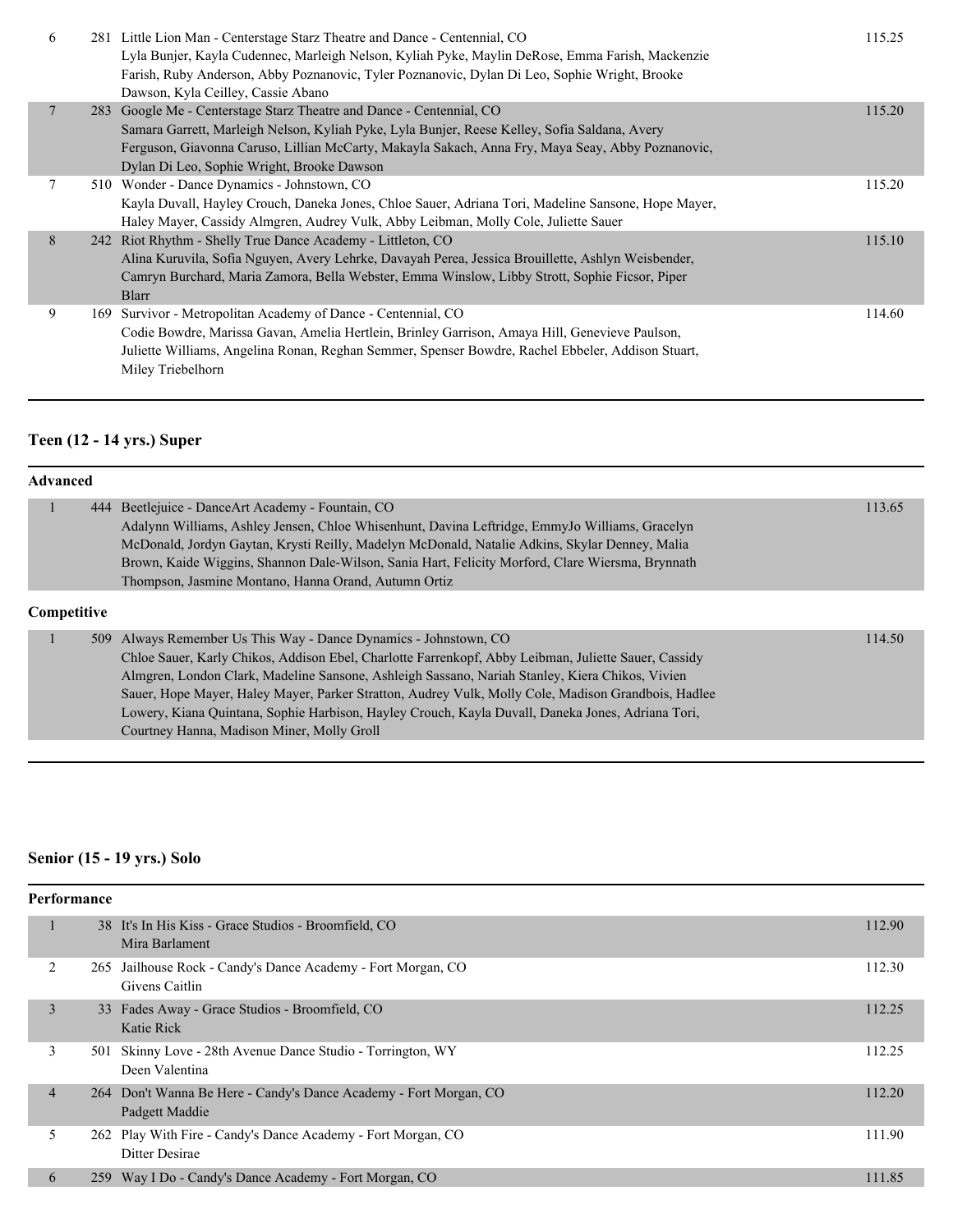| Place | # | Entry | Score |
|---|---|---|---|
| 6 | 281 | Little Lion Man - Centerstage Starz Theatre and Dance - Centennial, CO<br>Lyla Bunjer, Kayla Cudennec, Marleigh Nelson, Kyliah Pyke, Maylin DeRose, Emma Farish, Mackenzie Farish, Ruby Anderson, Abby Poznanovic, Tyler Poznanovic, Dylan Di Leo, Sophie Wright, Brooke Dawson, Kyla Ceilley, Cassie Abano | 115.25 |
| 7 | 283 | Google Me - Centerstage Starz Theatre and Dance - Centennial, CO<br>Samara Garrett, Marleigh Nelson, Kyliah Pyke, Lyla Bunjer, Reese Kelley, Sofia Saldana, Avery Ferguson, Giavonna Caruso, Lillian McCarty, Makayla Sakach, Anna Fry, Maya Seay, Abby Poznanovic, Dylan Di Leo, Sophie Wright, Brooke Dawson | 115.20 |
| 7 | 510 | Wonder - Dance Dynamics - Johnstown, CO<br>Kayla Duvall, Hayley Crouch, Daneka Jones, Chloe Sauer, Adriana Tori, Madeline Sansone, Hope Mayer, Haley Mayer, Cassidy Almgren, Audrey Vulk, Abby Leibman, Molly Cole, Juliette Sauer | 115.20 |
| 8 | 242 | Riot Rhythm - Shelly True Dance Academy - Littleton, CO<br>Alina Kuruvila, Sofia Nguyen, Avery Lehrke, Davayah Perea, Jessica Brouillette, Ashlyn Weisbender, Camryn Burchard, Maria Zamora, Bella Webster, Emma Winslow, Libby Strott, Sophie Ficsor, Piper Blarr | 115.10 |
| 9 | 169 | Survivor - Metropolitan Academy of Dance - Centennial, CO<br>Codie Bowdre, Marissa Gavan, Amelia Hertlein, Brinley Garrison, Amaya Hill, Genevieve Paulson, Juliette Williams, Angelina Ronan, Reghan Semmer, Spenser Bowdre, Rachel Ebbeler, Addison Stuart, Miley Triebelhorn | 114.60 |

## Teen (12 - 14 yrs.) Super

### Advanced

| Place | # | Entry | Score |
|---|---|---|---|
| 1 | 444 | Beetlejuice - DanceArt Academy - Fountain, CO<br>Adalynn Williams, Ashley Jensen, Chloe Whisenhunt, Davina Leftridge, EmmyJo Williams, Gracelyn McDonald, Jordyn Gaytan, Krysti Reilly, Madelyn McDonald, Natalie Adkins, Skylar Denney, Malia Brown, Kaide Wiggins, Shannon Dale-Wilson, Sania Hart, Felicity Morford, Clare Wiersma, Brynnath Thompson, Jasmine Montano, Hanna Orand, Autumn Ortiz | 113.65 |

### Competitive

| Place | # | Entry | Score |
|---|---|---|---|
| 1 | 509 | Always Remember Us This Way - Dance Dynamics - Johnstown, CO<br>Chloe Sauer, Karly Chikos, Addison Ebel, Charlotte Farrenkopf, Abby Leibman, Juliette Sauer, Cassidy Almgren, London Clark, Madeline Sansone, Ashleigh Sassano, Nariah Stanley, Kiera Chikos, Vivien Sauer, Hope Mayer, Haley Mayer, Parker Stratton, Audrey Vulk, Molly Cole, Madison Grandbois, Hadlee Lowery, Kiana Quintana, Sophie Harbison, Hayley Crouch, Kayla Duvall, Daneka Jones, Adriana Tori, Courtney Hanna, Madison Miner, Molly Groll | 114.50 |

## Senior (15 - 19 yrs.) Solo

### Performance

| Place | # | Entry | Score |
|---|---|---|---|
| 1 | 38 | It's In His Kiss - Grace Studios - Broomfield, CO<br>Mira Barlament | 112.90 |
| 2 | 265 | Jailhouse Rock - Candy's Dance Academy - Fort Morgan, CO<br>Givens Caitlin | 112.30 |
| 3 | 33 | Fades Away - Grace Studios - Broomfield, CO<br>Katie Rick | 112.25 |
| 3 | 501 | Skinny Love - 28th Avenue Dance Studio - Torrington, WY<br>Deen Valentina | 112.25 |
| 4 | 264 | Don't Wanna Be Here - Candy's Dance Academy - Fort Morgan, CO<br>Padgett Maddie | 112.20 |
| 5 | 262 | Play With Fire - Candy's Dance Academy - Fort Morgan, CO<br>Ditter Desirae | 111.90 |
| 6 | 259 | Way I Do - Candy's Dance Academy - Fort Morgan, CO | 111.85 |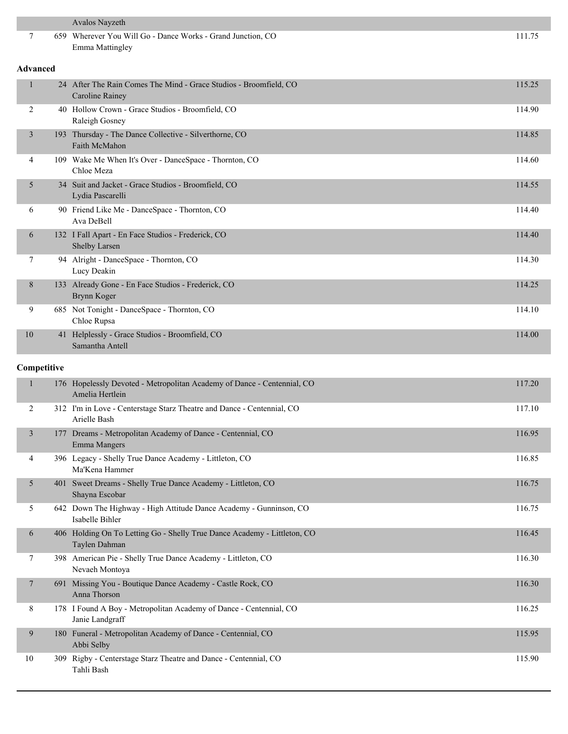| | | | |
|---|---|---|---|
| | | Avalos Nayzeth | |
| 7 | 659 | Wherever You Will Go - Dance Works - Grand Junction, CO<br>Emma Mattingley | 111.75 |

**Advanced**

| | | | |
|---|---|---|---|
| 1 | 24 | After The Rain Comes The Mind - Grace Studios - Broomfield, CO<br>Caroline Rainey | 115.25 |
| 2 | 40 | Hollow Crown - Grace Studios - Broomfield, CO<br>Raleigh Gosney | 114.90 |
| 3 | 193 | Thursday - The Dance Collective - Silverthorne, CO<br>Faith McMahon | 114.85 |
| 4 | 109 | Wake Me When It's Over - DanceSpace - Thornton, CO<br>Chloe Meza | 114.60 |
| 5 | 34 | Suit and Jacket - Grace Studios - Broomfield, CO<br>Lydia Pascarelli | 114.55 |
| 6 | 90 | Friend Like Me - DanceSpace - Thornton, CO<br>Ava DeBell | 114.40 |
| 6 | 132 | I Fall Apart - En Face Studios - Frederick, CO<br>Shelby Larsen | 114.40 |
| 7 | 94 | Alright - DanceSpace - Thornton, CO<br>Lucy Deakin | 114.30 |
| 8 | 133 | Already Gone - En Face Studios - Frederick, CO<br>Brynn Koger | 114.25 |
| 9 | 685 | Not Tonight - DanceSpace - Thornton, CO<br>Chloe Rupsa | 114.10 |
| 10 | 41 | Helplessly - Grace Studios - Broomfield, CO<br>Samantha Antell | 114.00 |

**Competitive**

| | | | |
|---|---|---|---|
| 1 | 176 | Hopelessly Devoted - Metropolitan Academy of Dance - Centennial, CO<br>Amelia Hertlein | 117.20 |
| 2 | 312 | I'm in Love - Centerstage Starz Theatre and Dance - Centennial, CO<br>Arielle Bash | 117.10 |
| 3 | 177 | Dreams - Metropolitan Academy of Dance - Centennial, CO<br>Emma Mangers | 116.95 |
| 4 | 396 | Legacy - Shelly True Dance Academy - Littleton, CO<br>Ma'Kena Hammer | 116.85 |
| 5 | 401 | Sweet Dreams - Shelly True Dance Academy - Littleton, CO<br>Shayna Escobar | 116.75 |
| 5 | 642 | Down The Highway - High Attitude Dance Academy - Gunninson, CO<br>Isabelle Bihler | 116.75 |
| 6 | 406 | Holding On To Letting Go - Shelly True Dance Academy - Littleton, CO<br>Taylen Dahman | 116.45 |
| 7 | 398 | American Pie - Shelly True Dance Academy - Littleton, CO<br>Nevaeh Montoya | 116.30 |
| 7 | 691 | Missing You - Boutique Dance Academy - Castle Rock, CO<br>Anna Thorson | 116.30 |
| 8 | 178 | I Found A Boy - Metropolitan Academy of Dance - Centennial, CO<br>Janie Landgraff | 116.25 |
| 9 | 180 | Funeral - Metropolitan Academy of Dance - Centennial, CO<br>Abbi Selby | 115.95 |
| 10 | 309 | Rigby - Centerstage Starz Theatre and Dance - Centennial, CO<br>Tahli Bash | 115.90 |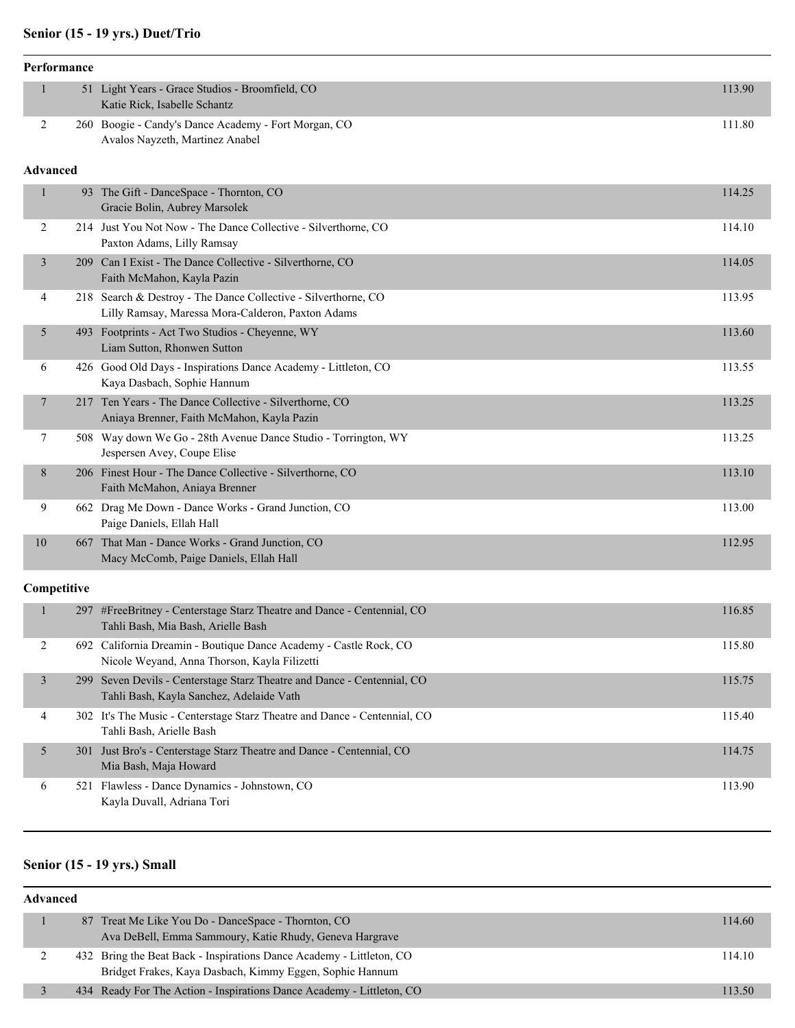## Senior (15 - 19 yrs.) Duet/Trio

### Performance

| Place | # | Entry | Score |
|---|---|---|---|
| 1 | 51 | Light Years - Grace Studios - Broomfield, CO<br>Katie Rick, Isabelle Schantz | 113.90 |
| 2 | 260 | Boogie - Candy's Dance Academy - Fort Morgan, CO<br>Avalos Nayzeth, Martinez Anabel | 111.80 |

### Advanced

| Place | # | Entry | Score |
|---|---|---|---|
| 1 | 93 | The Gift - DanceSpace - Thornton, CO<br>Gracie Bolin, Aubrey Marsolek | 114.25 |
| 2 | 214 | Just You Not Now - The Dance Collective - Silverthorne, CO<br>Paxton Adams, Lilly Ramsay | 114.10 |
| 3 | 209 | Can I Exist - The Dance Collective - Silverthorne, CO<br>Faith McMahon, Kayla Pazin | 114.05 |
| 4 | 218 | Search & Destroy - The Dance Collective - Silverthorne, CO<br>Lilly Ramsay, Maressa Mora-Calderon, Paxton Adams | 113.95 |
| 5 | 493 | Footprints - Act Two Studios - Cheyenne, WY<br>Liam Sutton, Rhonwen Sutton | 113.60 |
| 6 | 426 | Good Old Days - Inspirations Dance Academy - Littleton, CO<br>Kaya Dasbach, Sophie Hannum | 113.55 |
| 7 | 217 | Ten Years - The Dance Collective - Silverthorne, CO<br>Aniaya Brenner, Faith McMahon, Kayla Pazin | 113.25 |
| 7 | 508 | Way down We Go - 28th Avenue Dance Studio - Torrington, WY<br>Jespersen Avey, Coupe Elise | 113.25 |
| 8 | 206 | Finest Hour - The Dance Collective - Silverthorne, CO<br>Faith McMahon, Aniaya Brenner | 113.10 |
| 9 | 662 | Drag Me Down - Dance Works - Grand Junction, CO<br>Paige Daniels, Ellah Hall | 113.00 |
| 10 | 667 | That Man - Dance Works - Grand Junction, CO<br>Macy McComb, Paige Daniels, Ellah Hall | 112.95 |

### Competitive

| Place | # | Entry | Score |
|---|---|---|---|
| 1 | 297 | #FreeBritney - Centerstage Starz Theatre and Dance - Centennial, CO<br>Tahli Bash, Mia Bash, Arielle Bash | 116.85 |
| 2 | 692 | California Dreamin - Boutique Dance Academy - Castle Rock, CO<br>Nicole Weyand, Anna Thorson, Kayla Filizetti | 115.80 |
| 3 | 299 | Seven Devils - Centerstage Starz Theatre and Dance - Centennial, CO<br>Tahli Bash, Kayla Sanchez, Adelaide Vath | 115.75 |
| 4 | 302 | It's The Music - Centerstage Starz Theatre and Dance - Centennial, CO<br>Tahli Bash, Arielle Bash | 115.40 |
| 5 | 301 | Just Bro's - Centerstage Starz Theatre and Dance - Centennial, CO<br>Mia Bash, Maja Howard | 114.75 |
| 6 | 521 | Flawless - Dance Dynamics - Johnstown, CO<br>Kayla Duvall, Adriana Tori | 113.90 |

## Senior (15 - 19 yrs.) Small

### Advanced

| Place | # | Entry | Score |
|---|---|---|---|
| 1 | 87 | Treat Me Like You Do - DanceSpace - Thornton, CO<br>Ava DeBell, Emma Sammoury, Katie Rhudy, Geneva Hargrave | 114.60 |
| 2 | 432 | Bring the Beat Back - Inspirations Dance Academy - Littleton, CO<br>Bridget Frakes, Kaya Dasbach, Kimmy Eggen, Sophie Hannum | 114.10 |
| 3 | 434 | Ready For The Action - Inspirations Dance Academy - Littleton, CO | 113.50 |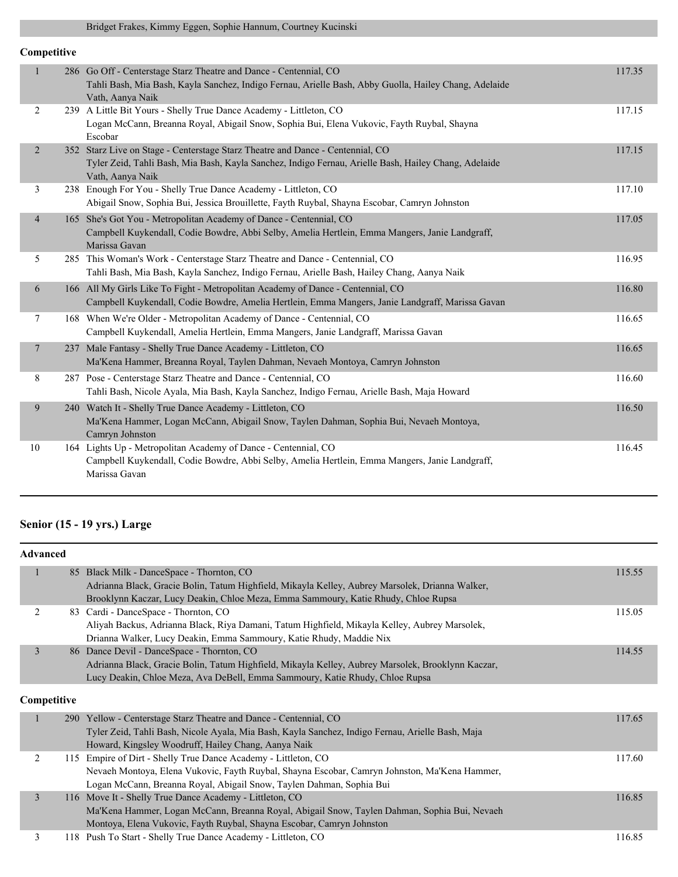| | | | |
|---|---|---|---|
| | | Bridget Frakes, Kimmy Eggen, Sophie Hannum, Courtney Kucinski | |

**Competitive**

| Place | No. | Entry | Score |
|---|---|---|---|
| 1 | 286 | Go Off - Centerstage Starz Theatre and Dance - Centennial, CO<br>Tahli Bash, Mia Bash, Kayla Sanchez, Indigo Fernau, Arielle Bash, Abby Guolla, Hailey Chang, Adelaide Vath, Aanya Naik | 117.35 |
| 2 | 239 | A Little Bit Yours - Shelly True Dance Academy - Littleton, CO<br>Logan McCann, Breanna Royal, Abigail Snow, Sophia Bui, Elena Vukovic, Fayth Ruybal, Shayna Escobar | 117.15 |
| 2 | 352 | Starz Live on Stage - Centerstage Starz Theatre and Dance - Centennial, CO<br>Tyler Zeid, Tahli Bash, Mia Bash, Kayla Sanchez, Indigo Fernau, Arielle Bash, Hailey Chang, Adelaide Vath, Aanya Naik | 117.15 |
| 3 | 238 | Enough For You - Shelly True Dance Academy - Littleton, CO<br>Abigail Snow, Sophia Bui, Jessica Brouillette, Fayth Ruybal, Shayna Escobar, Camryn Johnston | 117.10 |
| 4 | 165 | She's Got You - Metropolitan Academy of Dance - Centennial, CO<br>Campbell Kuykendall, Codie Bowdre, Abbi Selby, Amelia Hertlein, Emma Mangers, Janie Landgraff, Marissa Gavan | 117.05 |
| 5 | 285 | This Woman's Work - Centerstage Starz Theatre and Dance - Centennial, CO<br>Tahli Bash, Mia Bash, Kayla Sanchez, Indigo Fernau, Arielle Bash, Hailey Chang, Aanya Naik | 116.95 |
| 6 | 166 | All My Girls Like To Fight - Metropolitan Academy of Dance - Centennial, CO<br>Campbell Kuykendall, Codie Bowdre, Amelia Hertlein, Emma Mangers, Janie Landgraff, Marissa Gavan | 116.80 |
| 7 | 168 | When We're Older - Metropolitan Academy of Dance - Centennial, CO<br>Campbell Kuykendall, Amelia Hertlein, Emma Mangers, Janie Landgraff, Marissa Gavan | 116.65 |
| 7 | 237 | Male Fantasy - Shelly True Dance Academy - Littleton, CO<br>Ma'Kena Hammer, Breanna Royal, Taylen Dahman, Nevaeh Montoya, Camryn Johnston | 116.65 |
| 8 | 287 | Pose - Centerstage Starz Theatre and Dance - Centennial, CO<br>Tahli Bash, Nicole Ayala, Mia Bash, Kayla Sanchez, Indigo Fernau, Arielle Bash, Maja Howard | 116.60 |
| 9 | 240 | Watch It - Shelly True Dance Academy - Littleton, CO<br>Ma'Kena Hammer, Logan McCann, Abigail Snow, Taylen Dahman, Sophia Bui, Nevaeh Montoya, Camryn Johnston | 116.50 |
| 10 | 164 | Lights Up - Metropolitan Academy of Dance - Centennial, CO<br>Campbell Kuykendall, Codie Bowdre, Abbi Selby, Amelia Hertlein, Emma Mangers, Janie Landgraff, Marissa Gavan | 116.45 |

## Senior (15 - 19 yrs.) Large

**Advanced**

| Place | No. | Entry | Score |
|---|---|---|---|
| 1 | 85 | Black Milk - DanceSpace - Thornton, CO<br>Adrianna Black, Gracie Bolin, Tatum Highfield, Mikayla Kelley, Aubrey Marsolek, Drianna Walker, Brooklynn Kaczar, Lucy Deakin, Chloe Meza, Emma Sammoury, Katie Rhudy, Chloe Rupsa | 115.55 |
| 2 | 83 | Cardi - DanceSpace - Thornton, CO<br>Aliyah Backus, Adrianna Black, Riya Damani, Tatum Highfield, Mikayla Kelley, Aubrey Marsolek, Drianna Walker, Lucy Deakin, Emma Sammoury, Katie Rhudy, Maddie Nix | 115.05 |
| 3 | 86 | Dance Devil - DanceSpace - Thornton, CO<br>Adrianna Black, Gracie Bolin, Tatum Highfield, Mikayla Kelley, Aubrey Marsolek, Brooklynn Kaczar, Lucy Deakin, Chloe Meza, Ava DeBell, Emma Sammoury, Katie Rhudy, Chloe Rupsa | 114.55 |

**Competitive**

| Place | No. | Entry | Score |
|---|---|---|---|
| 1 | 290 | Yellow - Centerstage Starz Theatre and Dance - Centennial, CO<br>Tyler Zeid, Tahli Bash, Nicole Ayala, Mia Bash, Kayla Sanchez, Indigo Fernau, Arielle Bash, Maja Howard, Kingsley Woodruff, Hailey Chang, Aanya Naik | 117.65 |
| 2 | 115 | Empire of Dirt - Shelly True Dance Academy - Littleton, CO<br>Nevaeh Montoya, Elena Vukovic, Fayth Ruybal, Shayna Escobar, Camryn Johnston, Ma'Kena Hammer, Logan McCann, Breanna Royal, Abigail Snow, Taylen Dahman, Sophia Bui | 117.60 |
| 3 | 116 | Move It - Shelly True Dance Academy - Littleton, CO<br>Ma'Kena Hammer, Logan McCann, Breanna Royal, Abigail Snow, Taylen Dahman, Sophia Bui, Nevaeh Montoya, Elena Vukovic, Fayth Ruybal, Shayna Escobar, Camryn Johnston | 116.85 |
| 3 | 118 | Push To Start - Shelly True Dance Academy - Littleton, CO | 116.85 |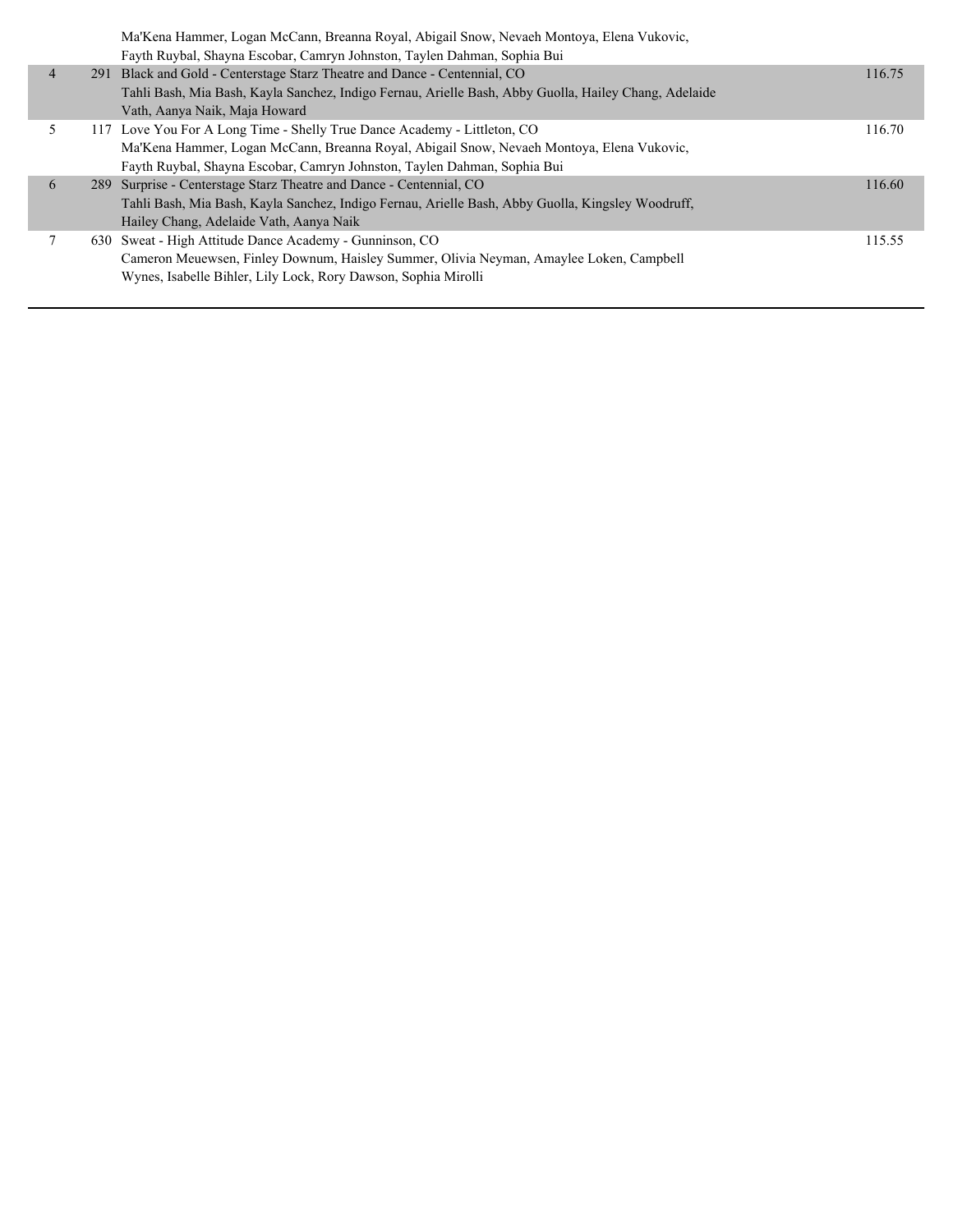| | | | |
|---|---|---|---|
| | | Ma'Kena Hammer, Logan McCann, Breanna Royal, Abigail Snow, Nevaeh Montoya, Elena Vukovic, Fayth Ruybal, Shayna Escobar, Camryn Johnston, Taylen Dahman, Sophia Bui | |
| 4 | 291 | Black and Gold - Centerstage Starz Theatre and Dance - Centennial, CO<br>Tahli Bash, Mia Bash, Kayla Sanchez, Indigo Fernau, Arielle Bash, Abby Guolla, Hailey Chang, Adelaide Vath, Aanya Naik, Maja Howard | 116.75 |
| 5 | 117 | Love You For A Long Time - Shelly True Dance Academy - Littleton, CO<br>Ma'Kena Hammer, Logan McCann, Breanna Royal, Abigail Snow, Nevaeh Montoya, Elena Vukovic, Fayth Ruybal, Shayna Escobar, Camryn Johnston, Taylen Dahman, Sophia Bui | 116.70 |
| 6 | 289 | Surprise - Centerstage Starz Theatre and Dance - Centennial, CO<br>Tahli Bash, Mia Bash, Kayla Sanchez, Indigo Fernau, Arielle Bash, Abby Guolla, Kingsley Woodruff, Hailey Chang, Adelaide Vath, Aanya Naik | 116.60 |
| 7 | 630 | Sweat - High Attitude Dance Academy - Gunninson, CO<br>Cameron Meuewsen, Finley Downum, Haisley Summer, Olivia Neyman, Amaylee Loken, Campbell Wynes, Isabelle Bihler, Lily Lock, Rory Dawson, Sophia Mirolli | 115.55 |